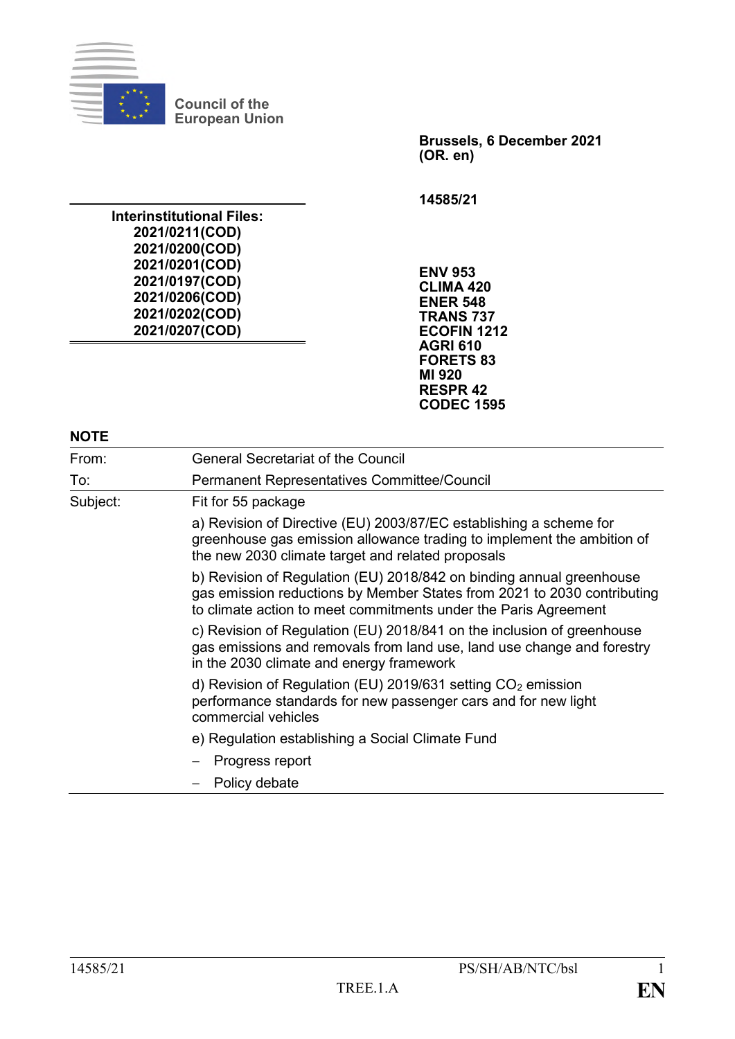Council of the European Union

**Brussels, 6 December 2021**
**(OR. en)**

**14585/21**

**Interinstitutional Files:**
**2021/0211(COD)**
**2021/0200(COD)**
**2021/0201(COD)**
**2021/0197(COD)**
**2021/0206(COD)**
**2021/0202(COD)**
**2021/0207(COD)**

**ENV 953**
**CLIMA 420**
**ENER 548**
**TRANS 737**
**ECOFIN 1212**
**AGRI 610**
**FORETS 83**
**MI 920**
**RESPR 42**
**CODEC 1595**

**NOTE**

| | |
|---|---|
| From: | General Secretariat of the Council |
| To: | Permanent Representatives Committee/Council |
| Subject: | Fit for 55 package |
| | a) Revision of Directive (EU) 2003/87/EC establishing a scheme for greenhouse gas emission allowance trading to implement the ambition of the new 2030 climate target and related proposals |
| | b) Revision of Regulation (EU) 2018/842 on binding annual greenhouse gas emission reductions by Member States from 2021 to 2030 contributing to climate action to meet commitments under the Paris Agreement |
| | c) Revision of Regulation (EU) 2018/841 on the inclusion of greenhouse gas emissions and removals from land use, land use change and forestry in the 2030 climate and energy framework |
| | d) Revision of Regulation (EU) 2019/631 setting $CO_2$ emission performance standards for new passenger cars and for new light commercial vehicles |
| | e) Regulation establishing a Social Climate Fund |
| | − Progress report |
| | − Policy debate |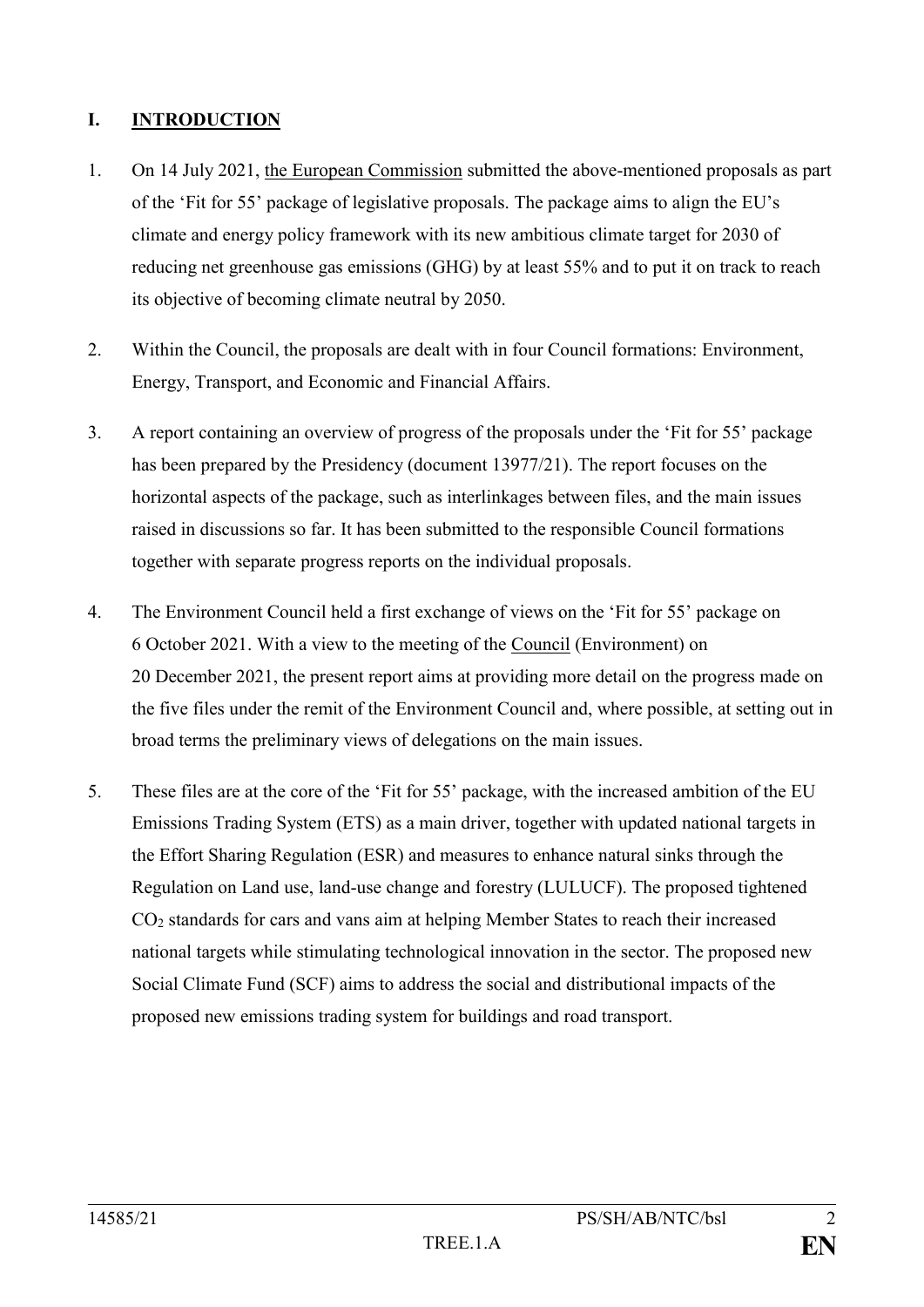## I. INTRODUCTION

1. On 14 July 2021, the European Commission submitted the above-mentioned proposals as part of the 'Fit for 55' package of legislative proposals. The package aims to align the EU's climate and energy policy framework with its new ambitious climate target for 2030 of reducing net greenhouse gas emissions (GHG) by at least 55% and to put it on track to reach its objective of becoming climate neutral by 2050.

2. Within the Council, the proposals are dealt with in four Council formations: Environment, Energy, Transport, and Economic and Financial Affairs.

3. A report containing an overview of progress of the proposals under the 'Fit for 55' package has been prepared by the Presidency (document 13977/21). The report focuses on the horizontal aspects of the package, such as interlinkages between files, and the main issues raised in discussions so far. It has been submitted to the responsible Council formations together with separate progress reports on the individual proposals.

4. The Environment Council held a first exchange of views on the 'Fit for 55' package on 6 October 2021. With a view to the meeting of the Council (Environment) on 20 December 2021, the present report aims at providing more detail on the progress made on the five files under the remit of the Environment Council and, where possible, at setting out in broad terms the preliminary views of delegations on the main issues.

5. These files are at the core of the 'Fit for 55' package, with the increased ambition of the EU Emissions Trading System (ETS) as a main driver, together with updated national targets in the Effort Sharing Regulation (ESR) and measures to enhance natural sinks through the Regulation on Land use, land-use change and forestry (LULUCF). The proposed tightened $CO_2$ standards for cars and vans aim at helping Member States to reach their increased national targets while stimulating technological innovation in the sector. The proposed new Social Climate Fund (SCF) aims to address the social and distributional impacts of the proposed new emissions trading system for buildings and road transport.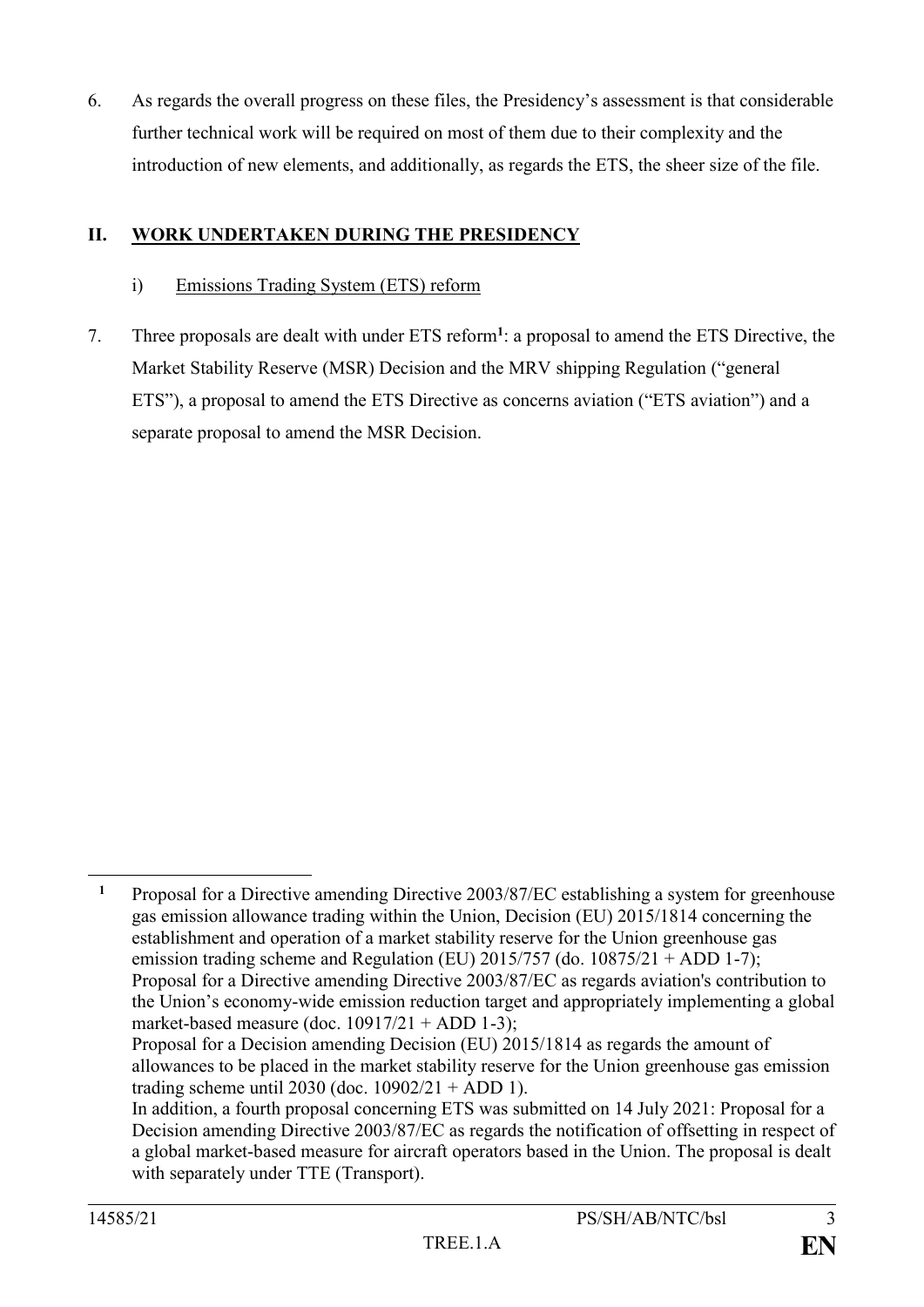6. As regards the overall progress on these files, the Presidency's assessment is that considerable further technical work will be required on most of them due to their complexity and the introduction of new elements, and additionally, as regards the ETS, the sheer size of the file.

## II. WORK UNDERTAKEN DURING THE PRESIDENCY

### i) Emissions Trading System (ETS) reform

7. Three proposals are dealt with under ETS reform[1]: a proposal to amend the ETS Directive, the Market Stability Reserve (MSR) Decision and the MRV shipping Regulation ("general ETS"), a proposal to amend the ETS Directive as concerns aviation ("ETS aviation") and a separate proposal to amend the MSR Decision.

---

[1] Proposal for a Directive amending Directive 2003/87/EC establishing a system for greenhouse gas emission allowance trading within the Union, Decision (EU) 2015/1814 concerning the establishment and operation of a market stability reserve for the Union greenhouse gas emission trading scheme and Regulation (EU) 2015/757 (do. 10875/21 + ADD 1-7);
Proposal for a Directive amending Directive 2003/87/EC as regards aviation's contribution to the Union's economy-wide emission reduction target and appropriately implementing a global market-based measure (doc. 10917/21 + ADD 1-3);
Proposal for a Decision amending Decision (EU) 2015/1814 as regards the amount of allowances to be placed in the market stability reserve for the Union greenhouse gas emission trading scheme until 2030 (doc. 10902/21 + ADD 1).
In addition, a fourth proposal concerning ETS was submitted on 14 July 2021: Proposal for a Decision amending Directive 2003/87/EC as regards the notification of offsetting in respect of a global market-based measure for aircraft operators based in the Union. The proposal is dealt with separately under TTE (Transport).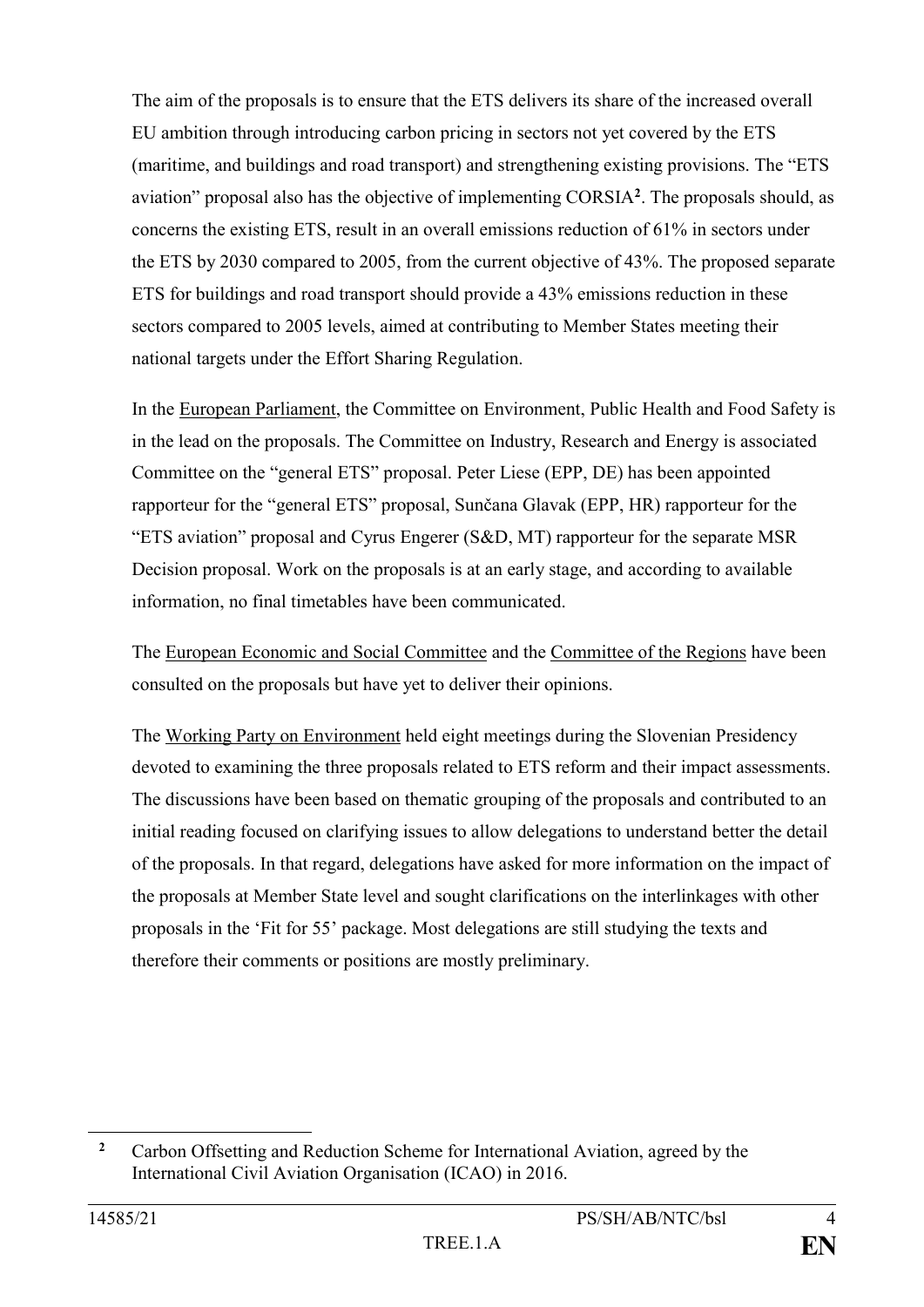The aim of the proposals is to ensure that the ETS delivers its share of the increased overall EU ambition through introducing carbon pricing in sectors not yet covered by the ETS (maritime, and buildings and road transport) and strengthening existing provisions. The "ETS aviation" proposal also has the objective of implementing CORSIA[2]. The proposals should, as concerns the existing ETS, result in an overall emissions reduction of 61% in sectors under the ETS by 2030 compared to 2005, from the current objective of 43%. The proposed separate ETS for buildings and road transport should provide a 43% emissions reduction in these sectors compared to 2005 levels, aimed at contributing to Member States meeting their national targets under the Effort Sharing Regulation.

In the European Parliament, the Committee on Environment, Public Health and Food Safety is in the lead on the proposals. The Committee on Industry, Research and Energy is associated Committee on the "general ETS" proposal. Peter Liese (EPP, DE) has been appointed rapporteur for the "general ETS" proposal, Sunčana Glavak (EPP, HR) rapporteur for the "ETS aviation" proposal and Cyrus Engerer (S&D, MT) rapporteur for the separate MSR Decision proposal. Work on the proposals is at an early stage, and according to available information, no final timetables have been communicated.

The European Economic and Social Committee and the Committee of the Regions have been consulted on the proposals but have yet to deliver their opinions.

The Working Party on Environment held eight meetings during the Slovenian Presidency devoted to examining the three proposals related to ETS reform and their impact assessments. The discussions have been based on thematic grouping of the proposals and contributed to an initial reading focused on clarifying issues to allow delegations to understand better the detail of the proposals. In that regard, delegations have asked for more information on the impact of the proposals at Member State level and sought clarifications on the interlinkages with other proposals in the 'Fit for 55' package. Most delegations are still studying the texts and therefore their comments or positions are mostly preliminary.

[2] Carbon Offsetting and Reduction Scheme for International Aviation, agreed by the International Civil Aviation Organisation (ICAO) in 2016.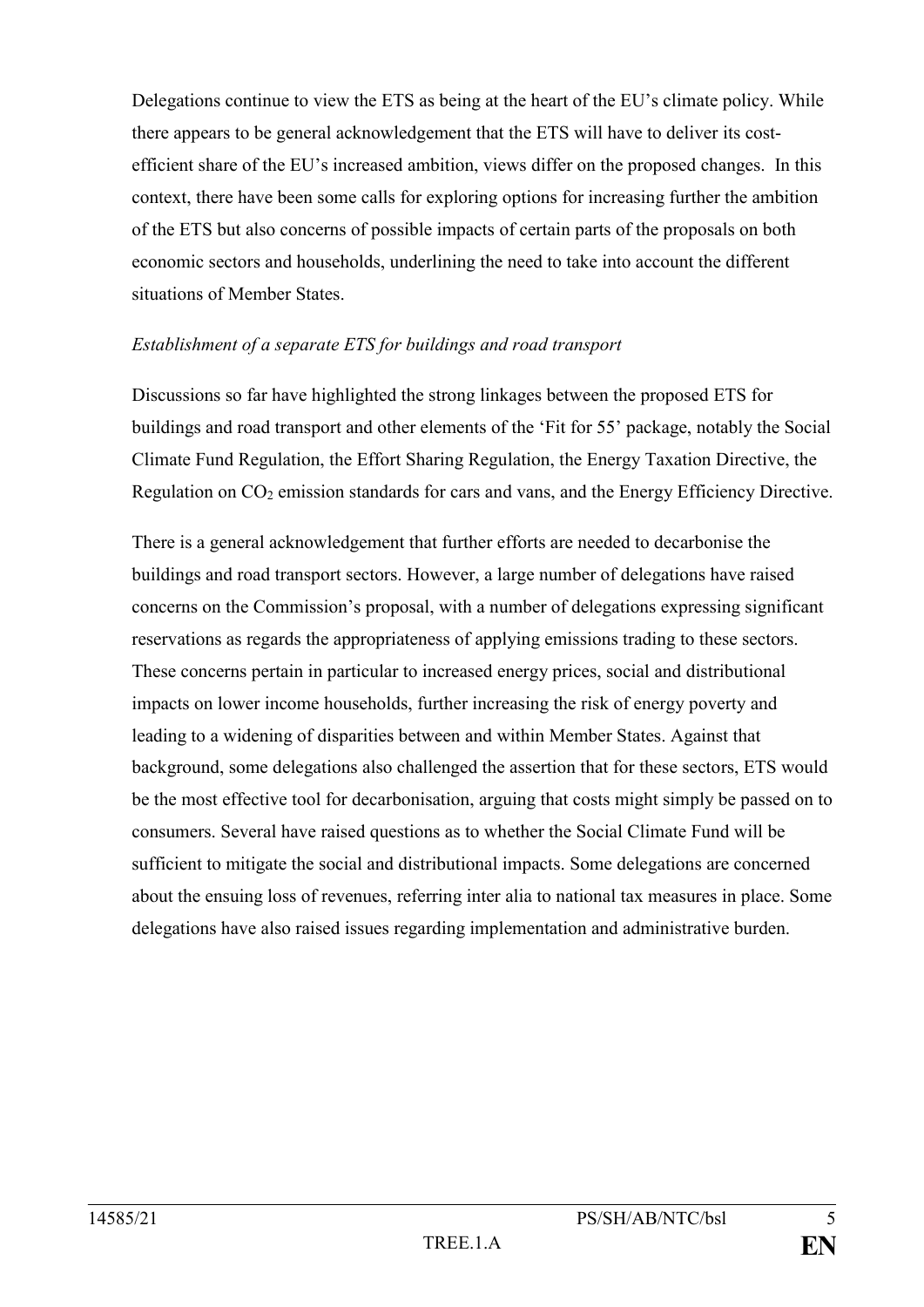Delegations continue to view the ETS as being at the heart of the EU's climate policy. While there appears to be general acknowledgement that the ETS will have to deliver its cost-efficient share of the EU's increased ambition, views differ on the proposed changes. In this context, there have been some calls for exploring options for increasing further the ambition of the ETS but also concerns of possible impacts of certain parts of the proposals on both economic sectors and households, underlining the need to take into account the different situations of Member States.

*Establishment of a separate ETS for buildings and road transport*

Discussions so far have highlighted the strong linkages between the proposed ETS for buildings and road transport and other elements of the 'Fit for 55' package, notably the Social Climate Fund Regulation, the Effort Sharing Regulation, the Energy Taxation Directive, the Regulation on $CO_2$ emission standards for cars and vans, and the Energy Efficiency Directive.

There is a general acknowledgement that further efforts are needed to decarbonise the buildings and road transport sectors. However, a large number of delegations have raised concerns on the Commission's proposal, with a number of delegations expressing significant reservations as regards the appropriateness of applying emissions trading to these sectors. These concerns pertain in particular to increased energy prices, social and distributional impacts on lower income households, further increasing the risk of energy poverty and leading to a widening of disparities between and within Member States. Against that background, some delegations also challenged the assertion that for these sectors, ETS would be the most effective tool for decarbonisation, arguing that costs might simply be passed on to consumers. Several have raised questions as to whether the Social Climate Fund will be sufficient to mitigate the social and distributional impacts. Some delegations are concerned about the ensuing loss of revenues, referring inter alia to national tax measures in place. Some delegations have also raised issues regarding implementation and administrative burden.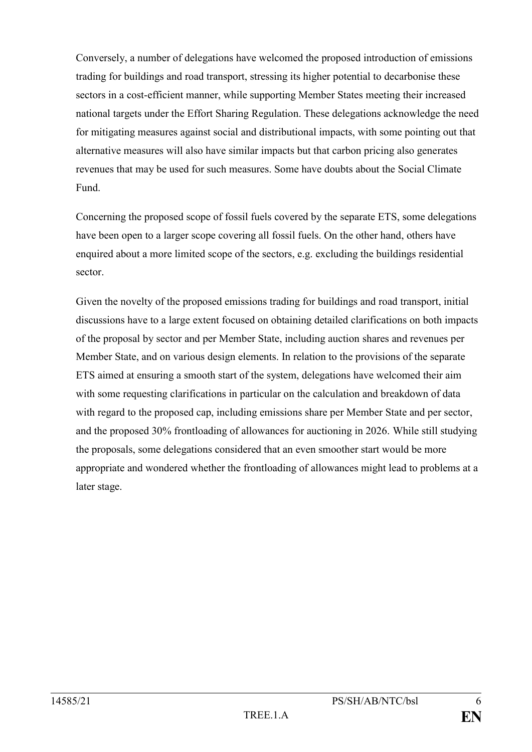Conversely, a number of delegations have welcomed the proposed introduction of emissions trading for buildings and road transport, stressing its higher potential to decarbonise these sectors in a cost-efficient manner, while supporting Member States meeting their increased national targets under the Effort Sharing Regulation. These delegations acknowledge the need for mitigating measures against social and distributional impacts, with some pointing out that alternative measures will also have similar impacts but that carbon pricing also generates revenues that may be used for such measures. Some have doubts about the Social Climate Fund.

Concerning the proposed scope of fossil fuels covered by the separate ETS, some delegations have been open to a larger scope covering all fossil fuels. On the other hand, others have enquired about a more limited scope of the sectors, e.g. excluding the buildings residential sector.

Given the novelty of the proposed emissions trading for buildings and road transport, initial discussions have to a large extent focused on obtaining detailed clarifications on both impacts of the proposal by sector and per Member State, including auction shares and revenues per Member State, and on various design elements. In relation to the provisions of the separate ETS aimed at ensuring a smooth start of the system, delegations have welcomed their aim with some requesting clarifications in particular on the calculation and breakdown of data with regard to the proposed cap, including emissions share per Member State and per sector, and the proposed 30% frontloading of allowances for auctioning in 2026. While still studying the proposals, some delegations considered that an even smoother start would be more appropriate and wondered whether the frontloading of allowances might lead to problems at a later stage.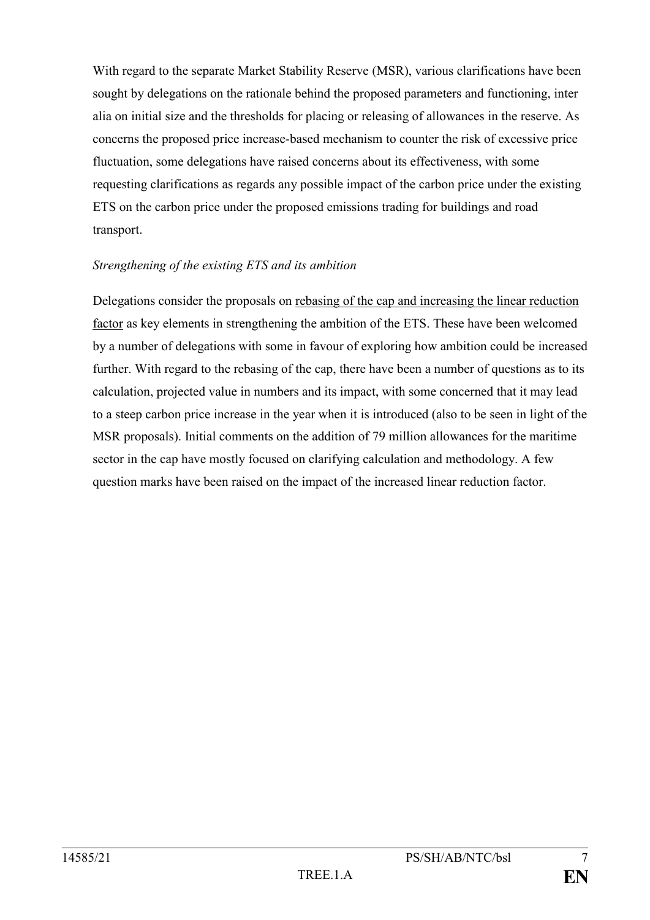With regard to the separate Market Stability Reserve (MSR), various clarifications have been sought by delegations on the rationale behind the proposed parameters and functioning, inter alia on initial size and the thresholds for placing or releasing of allowances in the reserve. As concerns the proposed price increase-based mechanism to counter the risk of excessive price fluctuation, some delegations have raised concerns about its effectiveness, with some requesting clarifications as regards any possible impact of the carbon price under the existing ETS on the carbon price under the proposed emissions trading for buildings and road transport.

*Strengthening of the existing ETS and its ambition*

Delegations consider the proposals on <u>rebasing of the cap and increasing the linear reduction factor</u> as key elements in strengthening the ambition of the ETS. These have been welcomed by a number of delegations with some in favour of exploring how ambition could be increased further. With regard to the rebasing of the cap, there have been a number of questions as to its calculation, projected value in numbers and its impact, with some concerned that it may lead to a steep carbon price increase in the year when it is introduced (also to be seen in light of the MSR proposals). Initial comments on the addition of 79 million allowances for the maritime sector in the cap have mostly focused on clarifying calculation and methodology. A few question marks have been raised on the impact of the increased linear reduction factor.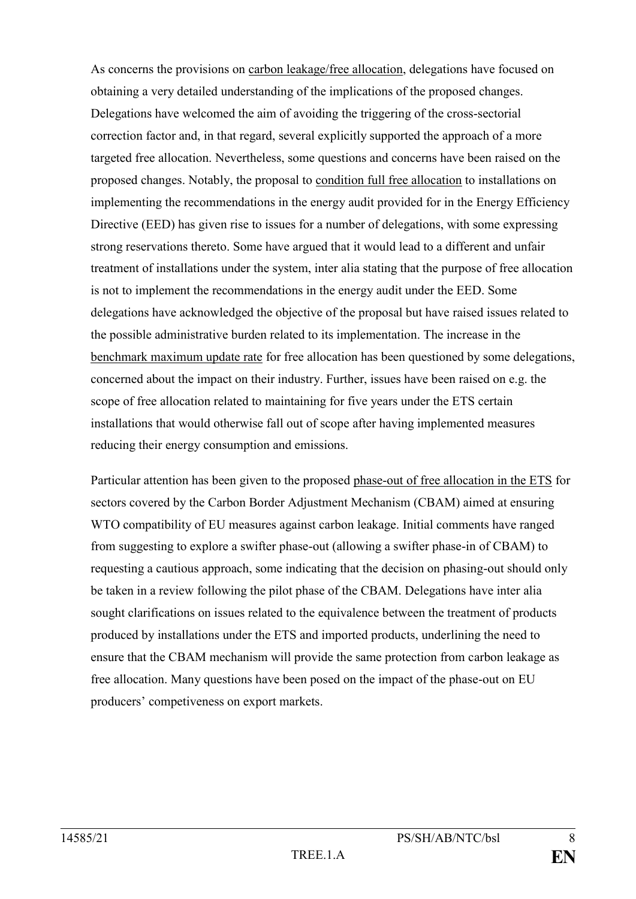As concerns the provisions on <u>carbon leakage/free allocation</u>, delegations have focused on obtaining a very detailed understanding of the implications of the proposed changes. Delegations have welcomed the aim of avoiding the triggering of the cross-sectorial correction factor and, in that regard, several explicitly supported the approach of a more targeted free allocation. Nevertheless, some questions and concerns have been raised on the proposed changes. Notably, the proposal to <u>condition full free allocation</u> to installations on implementing the recommendations in the energy audit provided for in the Energy Efficiency Directive (EED) has given rise to issues for a number of delegations, with some expressing strong reservations thereto. Some have argued that it would lead to a different and unfair treatment of installations under the system, inter alia stating that the purpose of free allocation is not to implement the recommendations in the energy audit under the EED. Some delegations have acknowledged the objective of the proposal but have raised issues related to the possible administrative burden related to its implementation. The increase in the <u>benchmark maximum update rate</u> for free allocation has been questioned by some delegations, concerned about the impact on their industry. Further, issues have been raised on e.g. the scope of free allocation related to maintaining for five years under the ETS certain installations that would otherwise fall out of scope after having implemented measures reducing their energy consumption and emissions.

Particular attention has been given to the proposed <u>phase-out of free allocation in the ETS</u> for sectors covered by the Carbon Border Adjustment Mechanism (CBAM) aimed at ensuring WTO compatibility of EU measures against carbon leakage. Initial comments have ranged from suggesting to explore a swifter phase-out (allowing a swifter phase-in of CBAM) to requesting a cautious approach, some indicating that the decision on phasing-out should only be taken in a review following the pilot phase of the CBAM. Delegations have inter alia sought clarifications on issues related to the equivalence between the treatment of products produced by installations under the ETS and imported products, underlining the need to ensure that the CBAM mechanism will provide the same protection from carbon leakage as free allocation. Many questions have been posed on the impact of the phase-out on EU producers' competiveness on export markets.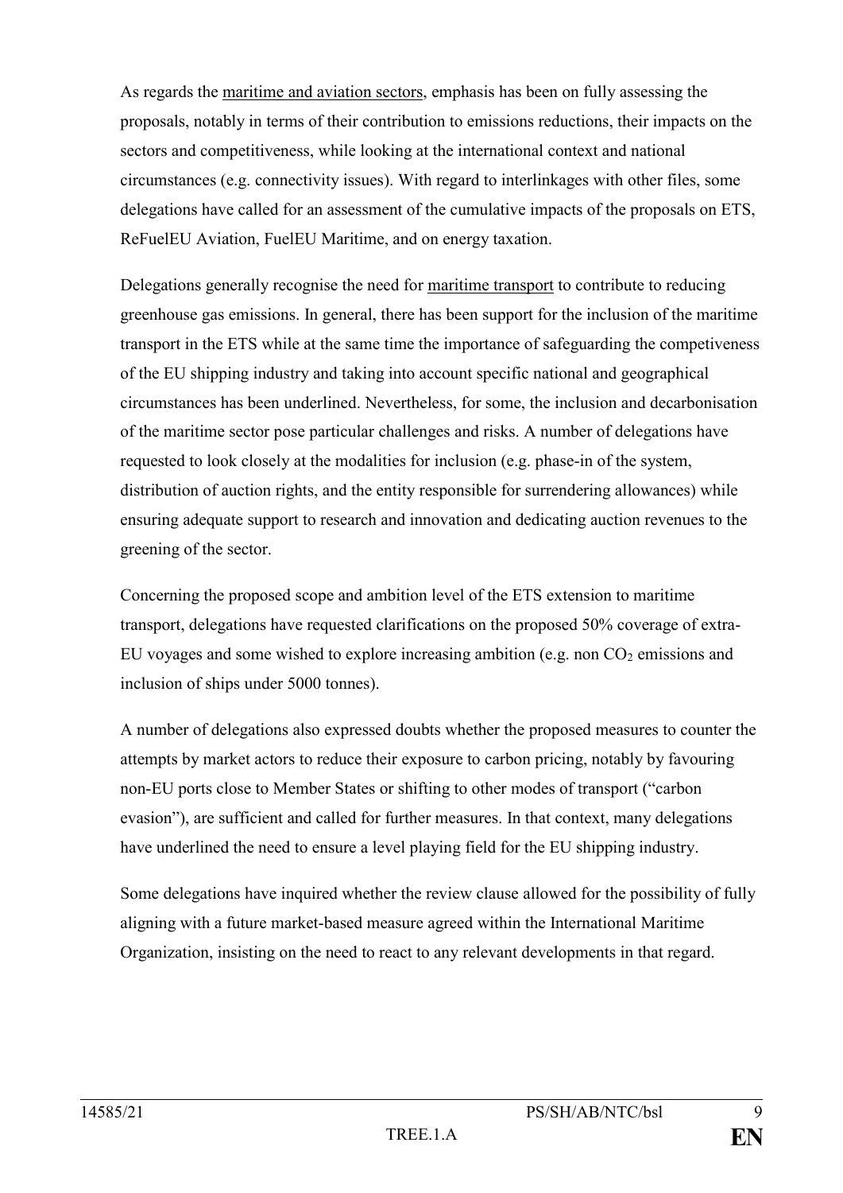As regards the maritime and aviation sectors, emphasis has been on fully assessing the proposals, notably in terms of their contribution to emissions reductions, their impacts on the sectors and competitiveness, while looking at the international context and national circumstances (e.g. connectivity issues). With regard to interlinkages with other files, some delegations have called for an assessment of the cumulative impacts of the proposals on ETS, ReFuelEU Aviation, FuelEU Maritime, and on energy taxation.

Delegations generally recognise the need for maritime transport to contribute to reducing greenhouse gas emissions. In general, there has been support for the inclusion of the maritime transport in the ETS while at the same time the importance of safeguarding the competiveness of the EU shipping industry and taking into account specific national and geographical circumstances has been underlined. Nevertheless, for some, the inclusion and decarbonisation of the maritime sector pose particular challenges and risks. A number of delegations have requested to look closely at the modalities for inclusion (e.g. phase-in of the system, distribution of auction rights, and the entity responsible for surrendering allowances) while ensuring adequate support to research and innovation and dedicating auction revenues to the greening of the sector.

Concerning the proposed scope and ambition level of the ETS extension to maritime transport, delegations have requested clarifications on the proposed 50% coverage of extra-EU voyages and some wished to explore increasing ambition (e.g. non $CO_2$ emissions and inclusion of ships under 5000 tonnes).

A number of delegations also expressed doubts whether the proposed measures to counter the attempts by market actors to reduce their exposure to carbon pricing, notably by favouring non-EU ports close to Member States or shifting to other modes of transport ("carbon evasion"), are sufficient and called for further measures. In that context, many delegations have underlined the need to ensure a level playing field for the EU shipping industry.

Some delegations have inquired whether the review clause allowed for the possibility of fully aligning with a future market-based measure agreed within the International Maritime Organization, insisting on the need to react to any relevant developments in that regard.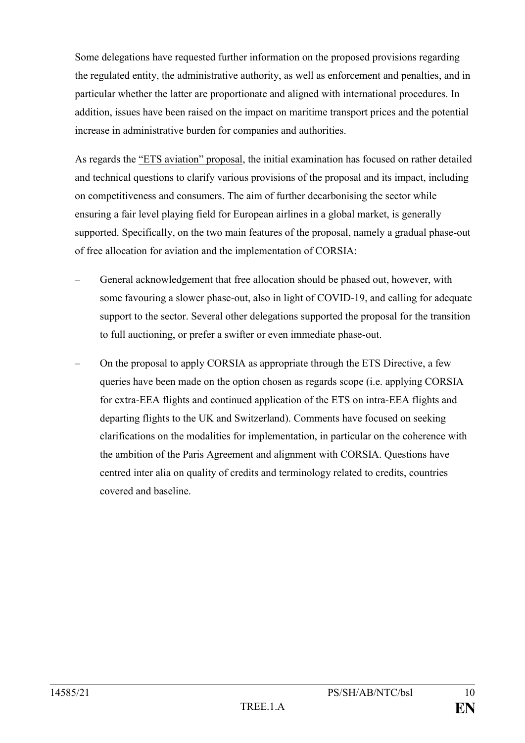Some delegations have requested further information on the proposed provisions regarding the regulated entity, the administrative authority, as well as enforcement and penalties, and in particular whether the latter are proportionate and aligned with international procedures. In addition, issues have been raised on the impact on maritime transport prices and the potential increase in administrative burden for companies and authorities.

As regards the "ETS aviation" proposal, the initial examination has focused on rather detailed and technical questions to clarify various provisions of the proposal and its impact, including on competitiveness and consumers. The aim of further decarbonising the sector while ensuring a fair level playing field for European airlines in a global market, is generally supported. Specifically, on the two main features of the proposal, namely a gradual phase-out of free allocation for aviation and the implementation of CORSIA:

– General acknowledgement that free allocation should be phased out, however, with some favouring a slower phase-out, also in light of COVID-19, and calling for adequate support to the sector. Several other delegations supported the proposal for the transition to full auctioning, or prefer a swifter or even immediate phase-out.

– On the proposal to apply CORSIA as appropriate through the ETS Directive, a few queries have been made on the option chosen as regards scope (i.e. applying CORSIA for extra-EEA flights and continued application of the ETS on intra-EEA flights and departing flights to the UK and Switzerland). Comments have focused on seeking clarifications on the modalities for implementation, in particular on the coherence with the ambition of the Paris Agreement and alignment with CORSIA. Questions have centred inter alia on quality of credits and terminology related to credits, countries covered and baseline.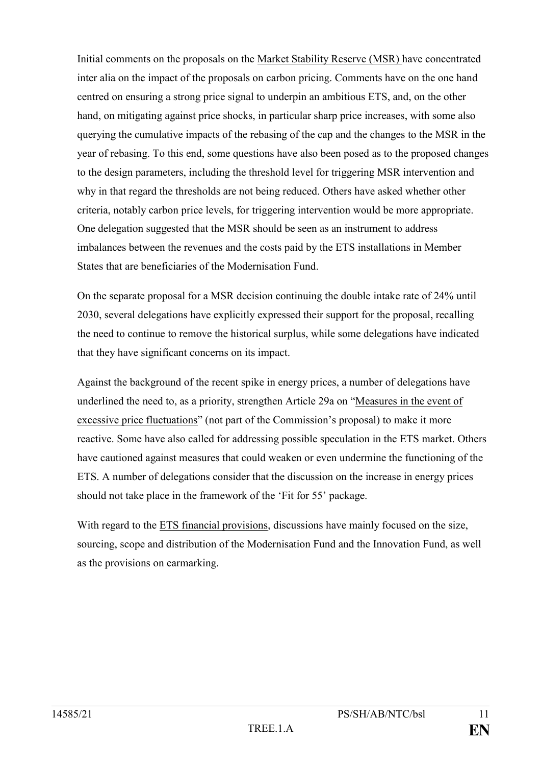Initial comments on the proposals on the Market Stability Reserve (MSR) have concentrated inter alia on the impact of the proposals on carbon pricing. Comments have on the one hand centred on ensuring a strong price signal to underpin an ambitious ETS, and, on the other hand, on mitigating against price shocks, in particular sharp price increases, with some also querying the cumulative impacts of the rebasing of the cap and the changes to the MSR in the year of rebasing. To this end, some questions have also been posed as to the proposed changes to the design parameters, including the threshold level for triggering MSR intervention and why in that regard the thresholds are not being reduced. Others have asked whether other criteria, notably carbon price levels, for triggering intervention would be more appropriate. One delegation suggested that the MSR should be seen as an instrument to address imbalances between the revenues and the costs paid by the ETS installations in Member States that are beneficiaries of the Modernisation Fund.

On the separate proposal for a MSR decision continuing the double intake rate of 24% until 2030, several delegations have explicitly expressed their support for the proposal, recalling the need to continue to remove the historical surplus, while some delegations have indicated that they have significant concerns on its impact.

Against the background of the recent spike in energy prices, a number of delegations have underlined the need to, as a priority, strengthen Article 29a on "Measures in the event of excessive price fluctuations" (not part of the Commission's proposal) to make it more reactive. Some have also called for addressing possible speculation in the ETS market. Others have cautioned against measures that could weaken or even undermine the functioning of the ETS. A number of delegations consider that the discussion on the increase in energy prices should not take place in the framework of the 'Fit for 55' package.

With regard to the ETS financial provisions, discussions have mainly focused on the size, sourcing, scope and distribution of the Modernisation Fund and the Innovation Fund, as well as the provisions on earmarking.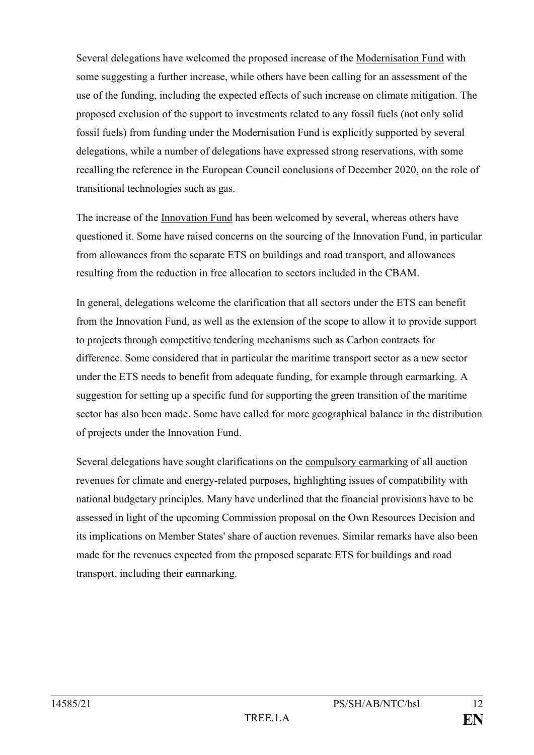Several delegations have welcomed the proposed increase of the Modernisation Fund with some suggesting a further increase, while others have been calling for an assessment of the use of the funding, including the expected effects of such increase on climate mitigation. The proposed exclusion of the support to investments related to any fossil fuels (not only solid fossil fuels) from funding under the Modernisation Fund is explicitly supported by several delegations, while a number of delegations have expressed strong reservations, with some recalling the reference in the European Council conclusions of December 2020, on the role of transitional technologies such as gas.

The increase of the Innovation Fund has been welcomed by several, whereas others have questioned it. Some have raised concerns on the sourcing of the Innovation Fund, in particular from allowances from the separate ETS on buildings and road transport, and allowances resulting from the reduction in free allocation to sectors included in the CBAM.

In general, delegations welcome the clarification that all sectors under the ETS can benefit from the Innovation Fund, as well as the extension of the scope to allow it to provide support to projects through competitive tendering mechanisms such as Carbon contracts for difference. Some considered that in particular the maritime transport sector as a new sector under the ETS needs to benefit from adequate funding, for example through earmarking. A suggestion for setting up a specific fund for supporting the green transition of the maritime sector has also been made. Some have called for more geographical balance in the distribution of projects under the Innovation Fund.

Several delegations have sought clarifications on the compulsory earmarking of all auction revenues for climate and energy-related purposes, highlighting issues of compatibility with national budgetary principles. Many have underlined that the financial provisions have to be assessed in light of the upcoming Commission proposal on the Own Resources Decision and its implications on Member States' share of auction revenues. Similar remarks have also been made for the revenues expected from the proposed separate ETS for buildings and road transport, including their earmarking.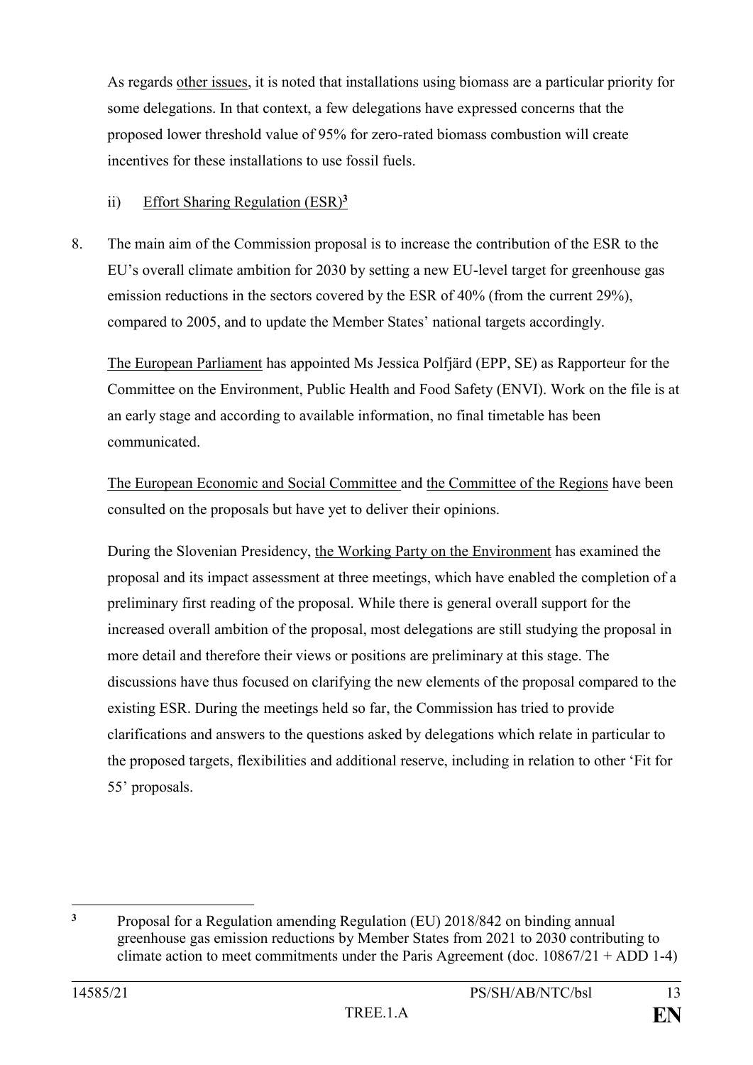As regards other issues, it is noted that installations using biomass are a particular priority for some delegations. In that context, a few delegations have expressed concerns that the proposed lower threshold value of 95% for zero-rated biomass combustion will create incentives for these installations to use fossil fuels.

ii) Effort Sharing Regulation (ESR)[3]

8. The main aim of the Commission proposal is to increase the contribution of the ESR to the EU's overall climate ambition for 2030 by setting a new EU-level target for greenhouse gas emission reductions in the sectors covered by the ESR of 40% (from the current 29%), compared to 2005, and to update the Member States' national targets accordingly.

The European Parliament has appointed Ms Jessica Polfjärd (EPP, SE) as Rapporteur for the Committee on the Environment, Public Health and Food Safety (ENVI). Work on the file is at an early stage and according to available information, no final timetable has been communicated.

The European Economic and Social Committee and the Committee of the Regions have been consulted on the proposals but have yet to deliver their opinions.

During the Slovenian Presidency, the Working Party on the Environment has examined the proposal and its impact assessment at three meetings, which have enabled the completion of a preliminary first reading of the proposal. While there is general overall support for the increased overall ambition of the proposal, most delegations are still studying the proposal in more detail and therefore their views or positions are preliminary at this stage. The discussions have thus focused on clarifying the new elements of the proposal compared to the existing ESR. During the meetings held so far, the Commission has tried to provide clarifications and answers to the questions asked by delegations which relate in particular to the proposed targets, flexibilities and additional reserve, including in relation to other 'Fit for 55' proposals.

---

[3] Proposal for a Regulation amending Regulation (EU) 2018/842 on binding annual greenhouse gas emission reductions by Member States from 2021 to 2030 contributing to climate action to meet commitments under the Paris Agreement (doc. 10867/21 + ADD 1-4)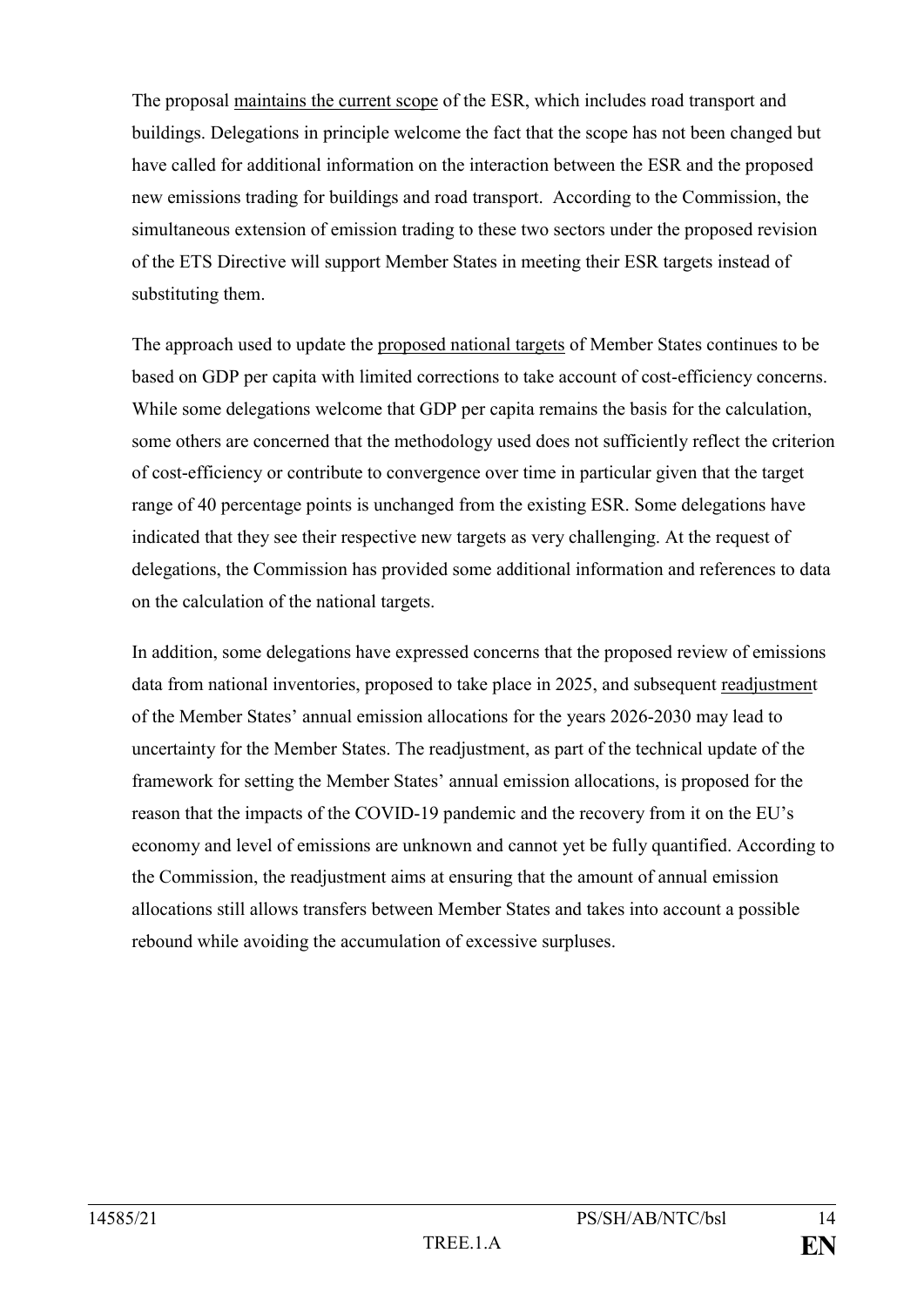The proposal maintains the current scope of the ESR, which includes road transport and buildings. Delegations in principle welcome the fact that the scope has not been changed but have called for additional information on the interaction between the ESR and the proposed new emissions trading for buildings and road transport. According to the Commission, the simultaneous extension of emission trading to these two sectors under the proposed revision of the ETS Directive will support Member States in meeting their ESR targets instead of substituting them.

The approach used to update the proposed national targets of Member States continues to be based on GDP per capita with limited corrections to take account of cost-efficiency concerns. While some delegations welcome that GDP per capita remains the basis for the calculation, some others are concerned that the methodology used does not sufficiently reflect the criterion of cost-efficiency or contribute to convergence over time in particular given that the target range of 40 percentage points is unchanged from the existing ESR. Some delegations have indicated that they see their respective new targets as very challenging. At the request of delegations, the Commission has provided some additional information and references to data on the calculation of the national targets.

In addition, some delegations have expressed concerns that the proposed review of emissions data from national inventories, proposed to take place in 2025, and subsequent readjustment of the Member States' annual emission allocations for the years 2026-2030 may lead to uncertainty for the Member States. The readjustment, as part of the technical update of the framework for setting the Member States' annual emission allocations, is proposed for the reason that the impacts of the COVID-19 pandemic and the recovery from it on the EU's economy and level of emissions are unknown and cannot yet be fully quantified. According to the Commission, the readjustment aims at ensuring that the amount of annual emission allocations still allows transfers between Member States and takes into account a possible rebound while avoiding the accumulation of excessive surpluses.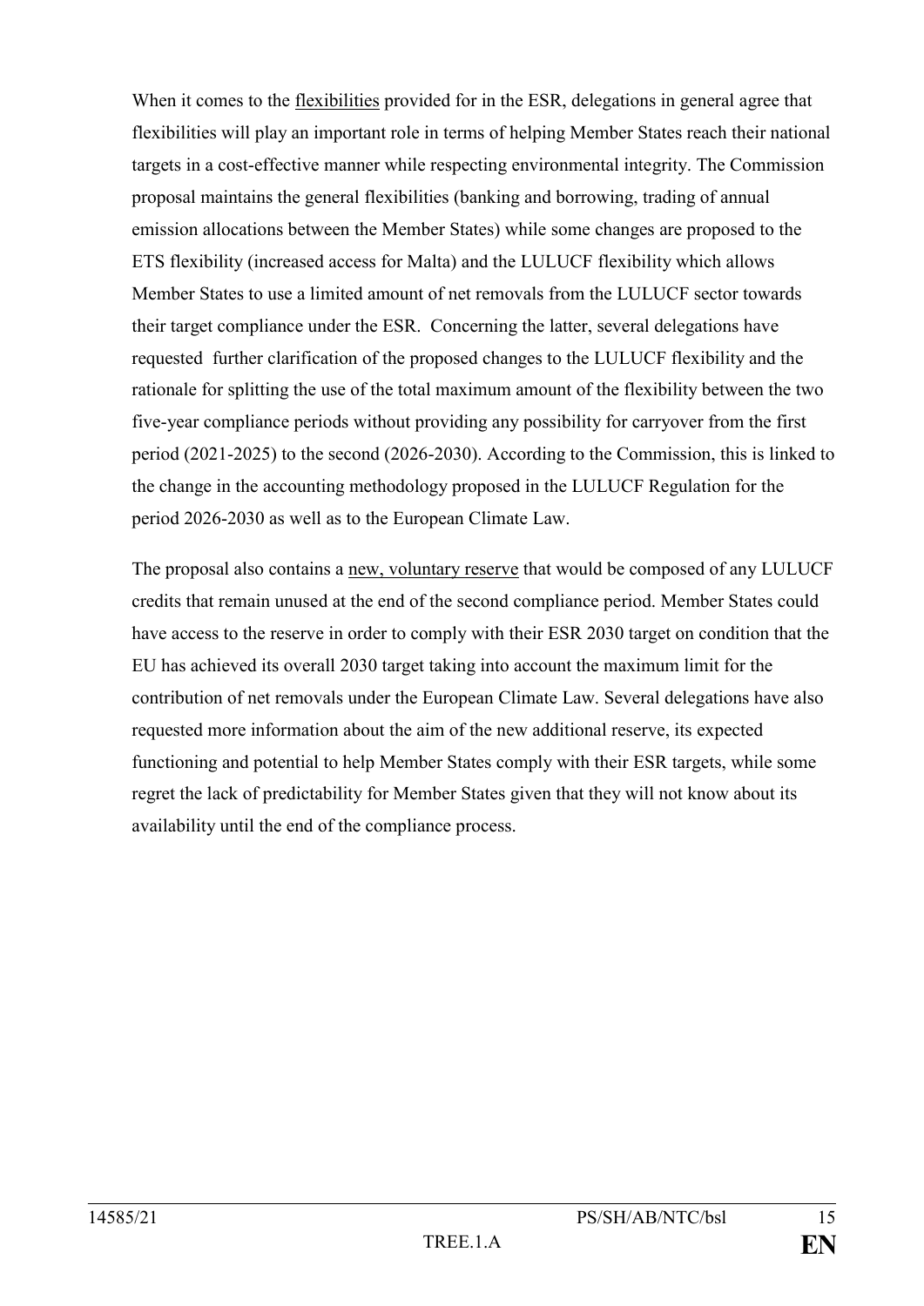When it comes to the <u>flexibilities</u> provided for in the ESR, delegations in general agree that flexibilities will play an important role in terms of helping Member States reach their national targets in a cost-effective manner while respecting environmental integrity. The Commission proposal maintains the general flexibilities (banking and borrowing, trading of annual emission allocations between the Member States) while some changes are proposed to the ETS flexibility (increased access for Malta) and the LULUCF flexibility which allows Member States to use a limited amount of net removals from the LULUCF sector towards their target compliance under the ESR. Concerning the latter, several delegations have requested further clarification of the proposed changes to the LULUCF flexibility and the rationale for splitting the use of the total maximum amount of the flexibility between the two five-year compliance periods without providing any possibility for carryover from the first period (2021-2025) to the second (2026-2030). According to the Commission, this is linked to the change in the accounting methodology proposed in the LULUCF Regulation for the period 2026-2030 as well as to the European Climate Law.

The proposal also contains a <u>new, voluntary reserve</u> that would be composed of any LULUCF credits that remain unused at the end of the second compliance period. Member States could have access to the reserve in order to comply with their ESR 2030 target on condition that the EU has achieved its overall 2030 target taking into account the maximum limit for the contribution of net removals under the European Climate Law. Several delegations have also requested more information about the aim of the new additional reserve, its expected functioning and potential to help Member States comply with their ESR targets, while some regret the lack of predictability for Member States given that they will not know about its availability until the end of the compliance process.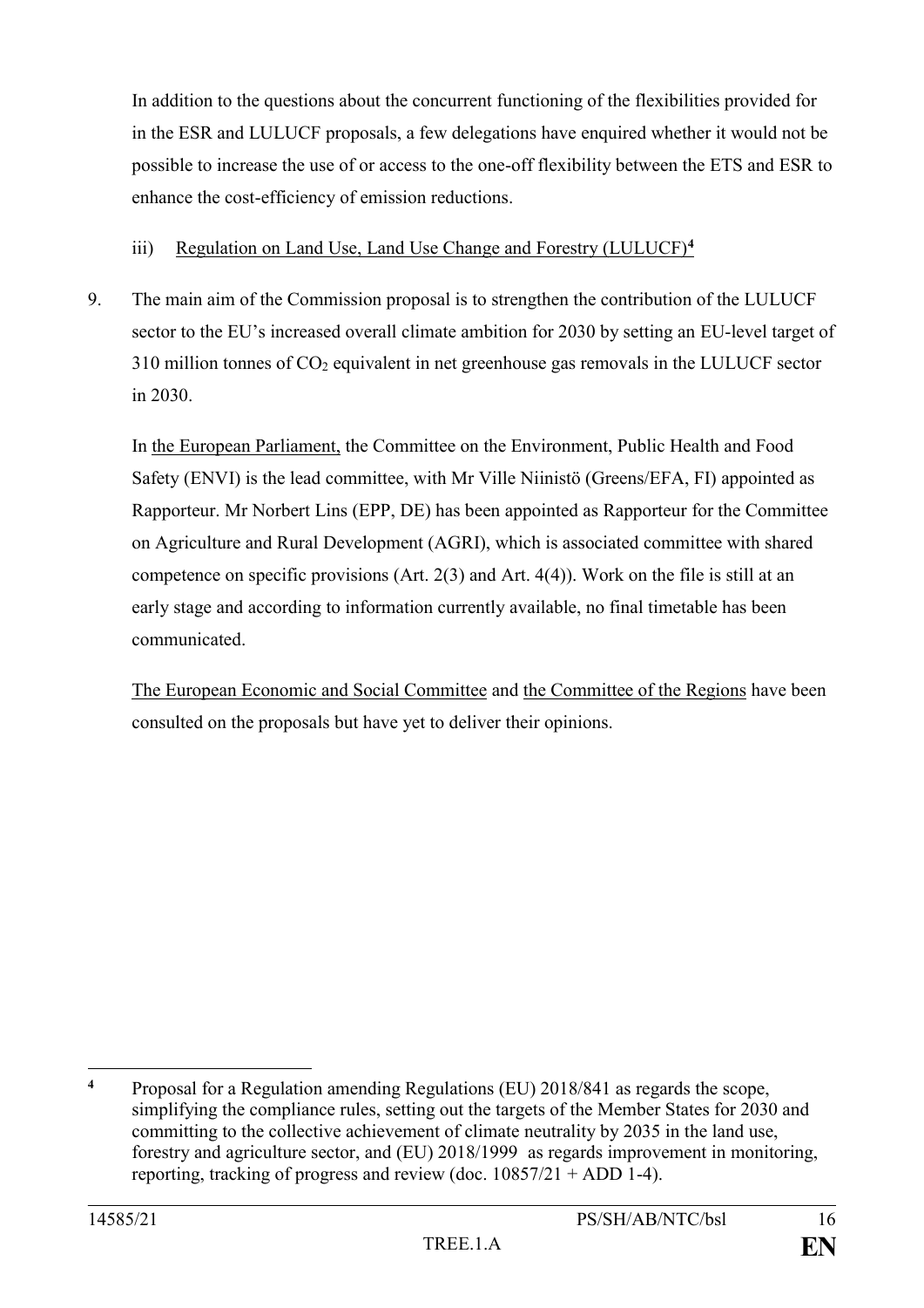In addition to the questions about the concurrent functioning of the flexibilities provided for in the ESR and LULUCF proposals, a few delegations have enquired whether it would not be possible to increase the use of or access to the one-off flexibility between the ETS and ESR to enhance the cost-efficiency of emission reductions.

iii) Regulation on Land Use, Land Use Change and Forestry (LULUCF)[4]

9. The main aim of the Commission proposal is to strengthen the contribution of the LULUCF sector to the EU's increased overall climate ambition for 2030 by setting an EU-level target of 310 million tonnes of $CO_2$ equivalent in net greenhouse gas removals in the LULUCF sector in 2030.

   In the European Parliament, the Committee on the Environment, Public Health and Food Safety (ENVI) is the lead committee, with Mr Ville Niinistö (Greens/EFA, FI) appointed as Rapporteur. Mr Norbert Lins (EPP, DE) has been appointed as Rapporteur for the Committee on Agriculture and Rural Development (AGRI), which is associated committee with shared competence on specific provisions (Art. 2(3) and Art. 4(4)). Work on the file is still at an early stage and according to information currently available, no final timetable has been communicated.

   The European Economic and Social Committee and the Committee of the Regions have been consulted on the proposals but have yet to deliver their opinions.

---

[4] Proposal for a Regulation amending Regulations (EU) 2018/841 as regards the scope, simplifying the compliance rules, setting out the targets of the Member States for 2030 and committing to the collective achievement of climate neutrality by 2035 in the land use, forestry and agriculture sector, and (EU) 2018/1999 as regards improvement in monitoring, reporting, tracking of progress and review (doc. 10857/21 + ADD 1-4).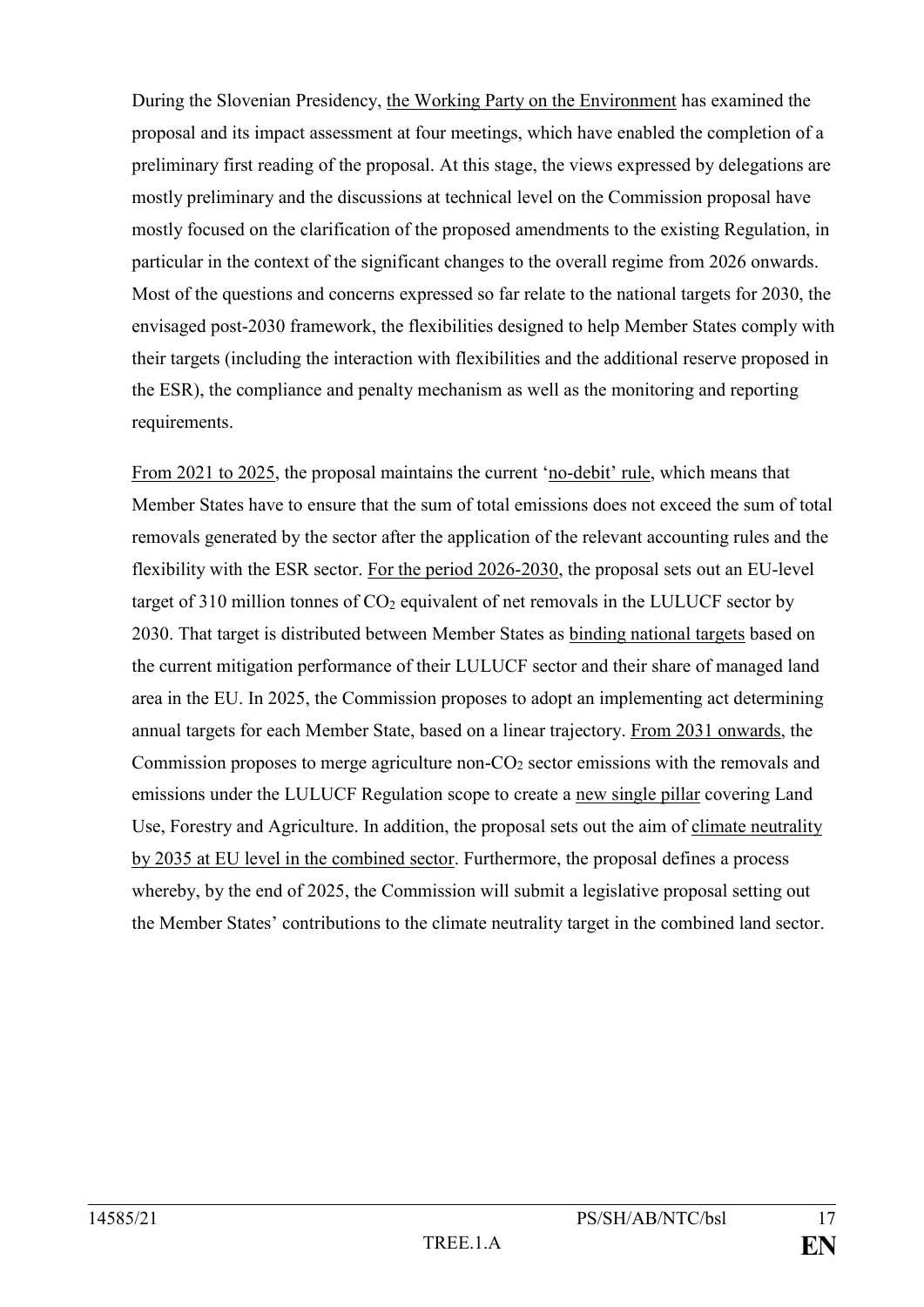During the Slovenian Presidency, <u>the Working Party on the Environment</u> has examined the proposal and its impact assessment at four meetings, which have enabled the completion of a preliminary first reading of the proposal. At this stage, the views expressed by delegations are mostly preliminary and the discussions at technical level on the Commission proposal have mostly focused on the clarification of the proposed amendments to the existing Regulation, in particular in the context of the significant changes to the overall regime from 2026 onwards. Most of the questions and concerns expressed so far relate to the national targets for 2030, the envisaged post-2030 framework, the flexibilities designed to help Member States comply with their targets (including the interaction with flexibilities and the additional reserve proposed in the ESR), the compliance and penalty mechanism as well as the monitoring and reporting requirements.

<u>From 2021 to 2025</u>, the proposal maintains the current '<u>no-debit' rule</u>, which means that Member States have to ensure that the sum of total emissions does not exceed the sum of total removals generated by the sector after the application of the relevant accounting rules and the flexibility with the ESR sector. <u>For the period 2026-2030</u>, the proposal sets out an EU-level target of 310 million tonnes of $CO_2$ equivalent of net removals in the LULUCF sector by 2030. That target is distributed between Member States as <u>binding national targets</u> based on the current mitigation performance of their LULUCF sector and their share of managed land area in the EU. In 2025, the Commission proposes to adopt an implementing act determining annual targets for each Member State, based on a linear trajectory. <u>From 2031 onwards</u>, the Commission proposes to merge agriculture non-$CO_2$ sector emissions with the removals and emissions under the LULUCF Regulation scope to create a <u>new single pillar</u> covering Land Use, Forestry and Agriculture. In addition, the proposal sets out the aim of <u>climate neutrality by 2035 at EU level in the combined sector</u>. Furthermore, the proposal defines a process whereby, by the end of 2025, the Commission will submit a legislative proposal setting out the Member States' contributions to the climate neutrality target in the combined land sector.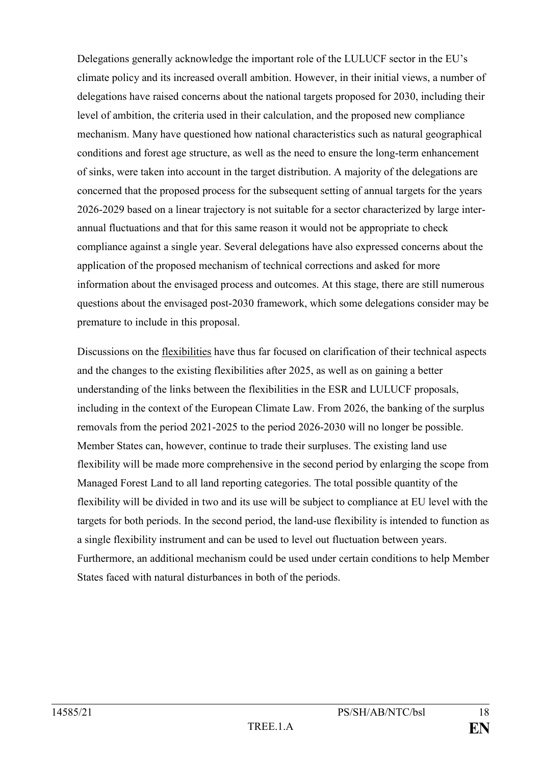Delegations generally acknowledge the important role of the LULUCF sector in the EU's climate policy and its increased overall ambition. However, in their initial views, a number of delegations have raised concerns about the national targets proposed for 2030, including their level of ambition, the criteria used in their calculation, and the proposed new compliance mechanism. Many have questioned how national characteristics such as natural geographical conditions and forest age structure, as well as the need to ensure the long-term enhancement of sinks, were taken into account in the target distribution. A majority of the delegations are concerned that the proposed process for the subsequent setting of annual targets for the years 2026-2029 based on a linear trajectory is not suitable for a sector characterized by large inter-annual fluctuations and that for this same reason it would not be appropriate to check compliance against a single year. Several delegations have also expressed concerns about the application of the proposed mechanism of technical corrections and asked for more information about the envisaged process and outcomes. At this stage, there are still numerous questions about the envisaged post-2030 framework, which some delegations consider may be premature to include in this proposal.

Discussions on the <u>flexibilities</u> have thus far focused on clarification of their technical aspects and the changes to the existing flexibilities after 2025, as well as on gaining a better understanding of the links between the flexibilities in the ESR and LULUCF proposals, including in the context of the European Climate Law. From 2026, the banking of the surplus removals from the period 2021-2025 to the period 2026-2030 will no longer be possible. Member States can, however, continue to trade their surpluses. The existing land use flexibility will be made more comprehensive in the second period by enlarging the scope from Managed Forest Land to all land reporting categories. The total possible quantity of the flexibility will be divided in two and its use will be subject to compliance at EU level with the targets for both periods. In the second period, the land-use flexibility is intended to function as a single flexibility instrument and can be used to level out fluctuation between years. Furthermore, an additional mechanism could be used under certain conditions to help Member States faced with natural disturbances in both of the periods.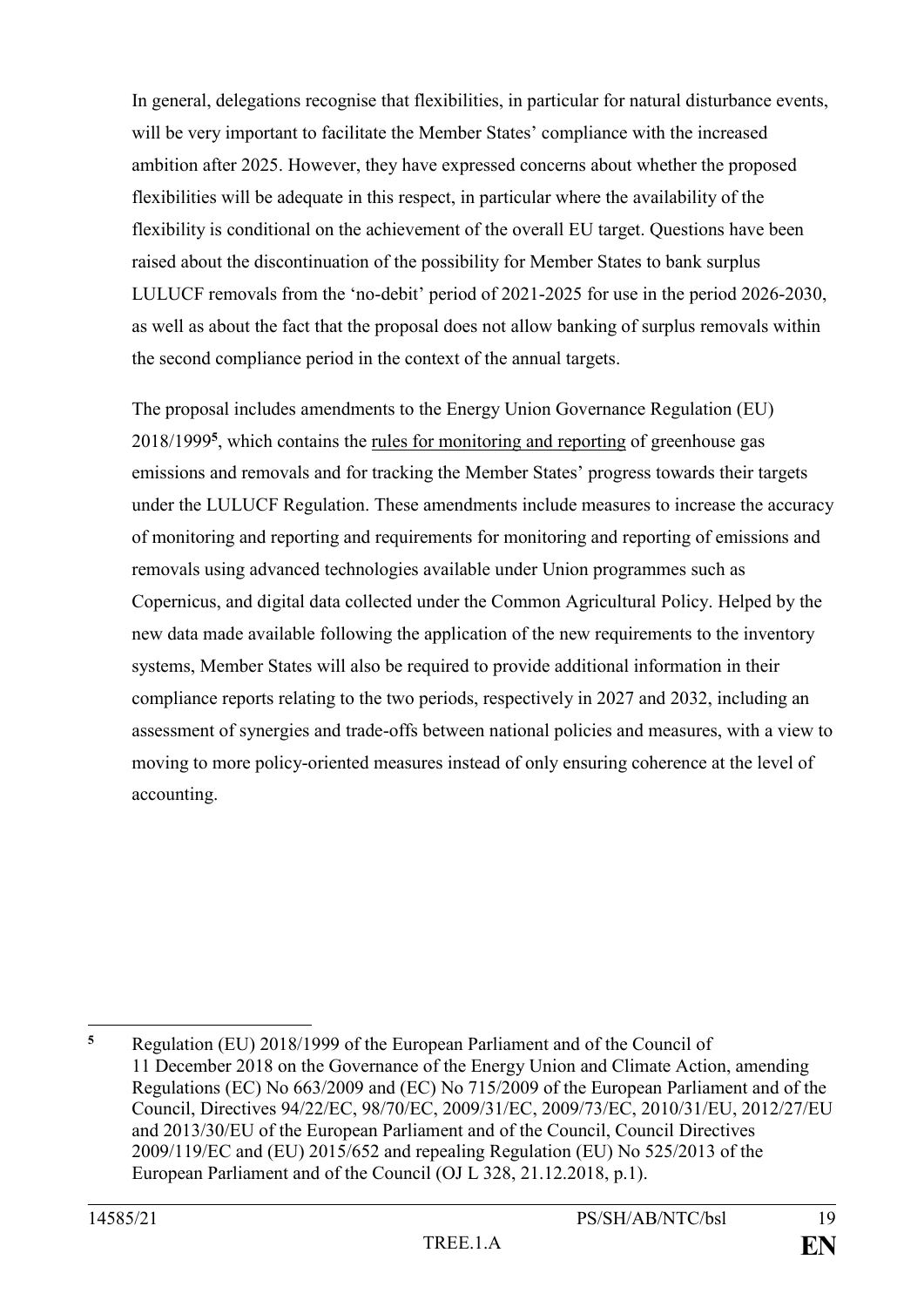In general, delegations recognise that flexibilities, in particular for natural disturbance events, will be very important to facilitate the Member States' compliance with the increased ambition after 2025. However, they have expressed concerns about whether the proposed flexibilities will be adequate in this respect, in particular where the availability of the flexibility is conditional on the achievement of the overall EU target. Questions have been raised about the discontinuation of the possibility for Member States to bank surplus LULUCF removals from the 'no-debit' period of 2021-2025 for use in the period 2026-2030, as well as about the fact that the proposal does not allow banking of surplus removals within the second compliance period in the context of the annual targets.

The proposal includes amendments to the Energy Union Governance Regulation (EU) 2018/1999[5], which contains the rules for monitoring and reporting of greenhouse gas emissions and removals and for tracking the Member States' progress towards their targets under the LULUCF Regulation. These amendments include measures to increase the accuracy of monitoring and reporting and requirements for monitoring and reporting of emissions and removals using advanced technologies available under Union programmes such as Copernicus, and digital data collected under the Common Agricultural Policy. Helped by the new data made available following the application of the new requirements to the inventory systems, Member States will also be required to provide additional information in their compliance reports relating to the two periods, respectively in 2027 and 2032, including an assessment of synergies and trade-offs between national policies and measures, with a view to moving to more policy-oriented measures instead of only ensuring coherence at the level of accounting.

[5] Regulation (EU) 2018/1999 of the European Parliament and of the Council of 11 December 2018 on the Governance of the Energy Union and Climate Action, amending Regulations (EC) No 663/2009 and (EC) No 715/2009 of the European Parliament and of the Council, Directives 94/22/EC, 98/70/EC, 2009/31/EC, 2009/73/EC, 2010/31/EU, 2012/27/EU and 2013/30/EU of the European Parliament and of the Council, Council Directives 2009/119/EC and (EU) 2015/652 and repealing Regulation (EU) No 525/2013 of the European Parliament and of the Council (OJ L 328, 21.12.2018, p.1).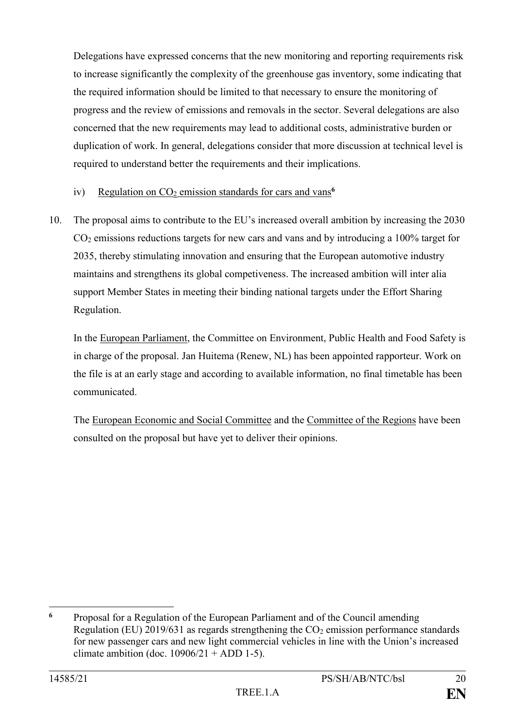Delegations have expressed concerns that the new monitoring and reporting requirements risk to increase significantly the complexity of the greenhouse gas inventory, some indicating that the required information should be limited to that necessary to ensure the monitoring of progress and the review of emissions and removals in the sector. Several delegations are also concerned that the new requirements may lead to additional costs, administrative burden or duplication of work. In general, delegations consider that more discussion at technical level is required to understand better the requirements and their implications.

iv) Regulation on $CO_2$ emission standards for cars and vans[6]

10. The proposal aims to contribute to the EU's increased overall ambition by increasing the 2030 $CO_2$ emissions reductions targets for new cars and vans and by introducing a 100% target for 2035, thereby stimulating innovation and ensuring that the European automotive industry maintains and strengthens its global competiveness. The increased ambition will inter alia support Member States in meeting their binding national targets under the Effort Sharing Regulation.

    In the European Parliament, the Committee on Environment, Public Health and Food Safety is in charge of the proposal. Jan Huitema (Renew, NL) has been appointed rapporteur. Work on the file is at an early stage and according to available information, no final timetable has been communicated.

    The European Economic and Social Committee and the Committee of the Regions have been consulted on the proposal but have yet to deliver their opinions.

---

[6] Proposal for a Regulation of the European Parliament and of the Council amending Regulation (EU) 2019/631 as regards strengthening the $CO_2$ emission performance standards for new passenger cars and new light commercial vehicles in line with the Union's increased climate ambition (doc. 10906/21 + ADD 1-5).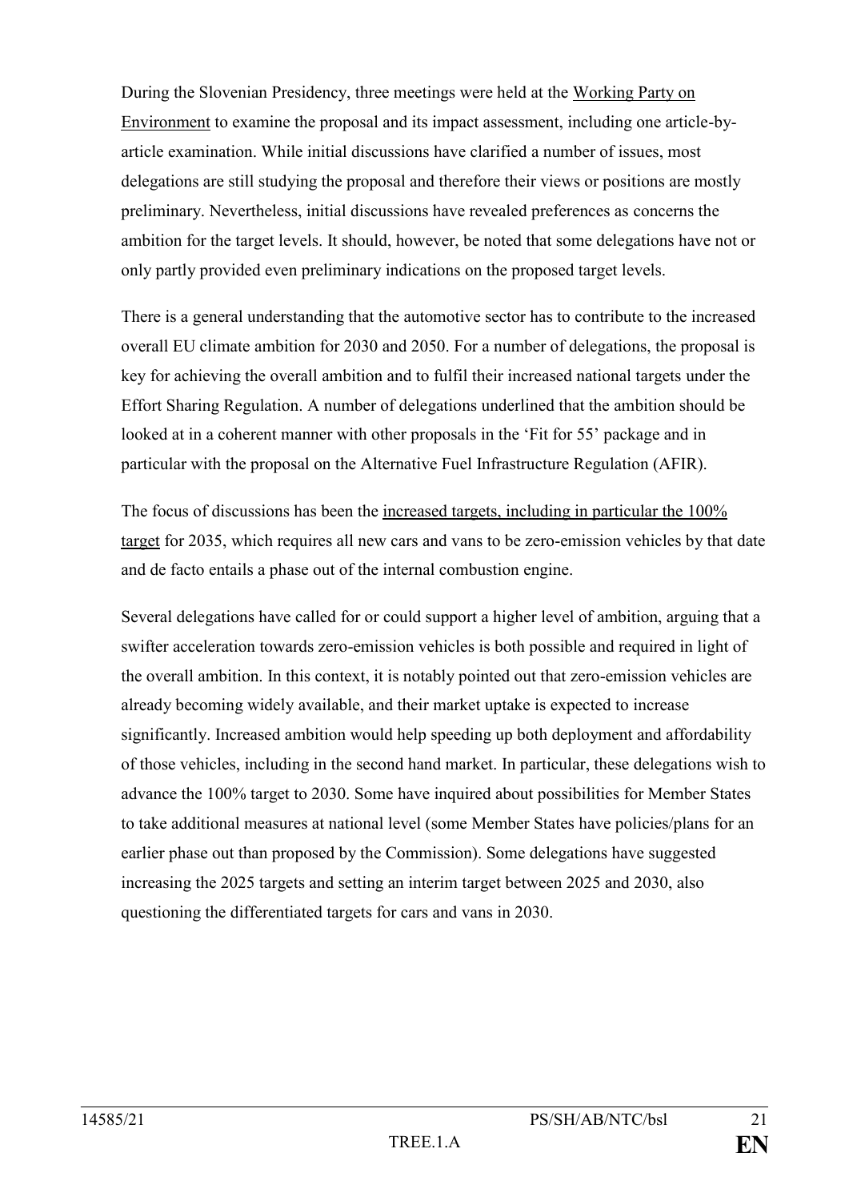During the Slovenian Presidency, three meetings were held at the <u>Working Party on Environment</u> to examine the proposal and its impact assessment, including one article-by-article examination. While initial discussions have clarified a number of issues, most delegations are still studying the proposal and therefore their views or positions are mostly preliminary. Nevertheless, initial discussions have revealed preferences as concerns the ambition for the target levels. It should, however, be noted that some delegations have not or only partly provided even preliminary indications on the proposed target levels.

There is a general understanding that the automotive sector has to contribute to the increased overall EU climate ambition for 2030 and 2050. For a number of delegations, the proposal is key for achieving the overall ambition and to fulfil their increased national targets under the Effort Sharing Regulation. A number of delegations underlined that the ambition should be looked at in a coherent manner with other proposals in the 'Fit for 55' package and in particular with the proposal on the Alternative Fuel Infrastructure Regulation (AFIR).

The focus of discussions has been the <u>increased targets, including in particular the 100% target</u> for 2035, which requires all new cars and vans to be zero-emission vehicles by that date and de facto entails a phase out of the internal combustion engine.

Several delegations have called for or could support a higher level of ambition, arguing that a swifter acceleration towards zero-emission vehicles is both possible and required in light of the overall ambition. In this context, it is notably pointed out that zero-emission vehicles are already becoming widely available, and their market uptake is expected to increase significantly. Increased ambition would help speeding up both deployment and affordability of those vehicles, including in the second hand market. In particular, these delegations wish to advance the 100% target to 2030. Some have inquired about possibilities for Member States to take additional measures at national level (some Member States have policies/plans for an earlier phase out than proposed by the Commission). Some delegations have suggested increasing the 2025 targets and setting an interim target between 2025 and 2030, also questioning the differentiated targets for cars and vans in 2030.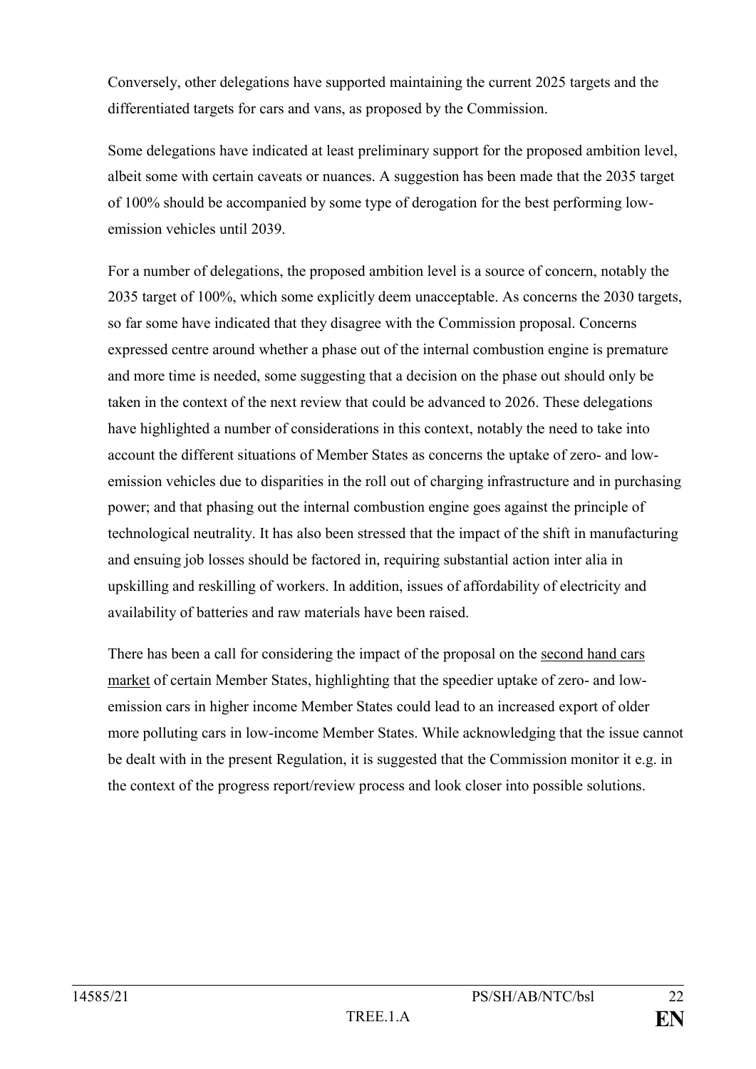Conversely, other delegations have supported maintaining the current 2025 targets and the differentiated targets for cars and vans, as proposed by the Commission.

Some delegations have indicated at least preliminary support for the proposed ambition level, albeit some with certain caveats or nuances. A suggestion has been made that the 2035 target of 100% should be accompanied by some type of derogation for the best performing low-emission vehicles until 2039.

For a number of delegations, the proposed ambition level is a source of concern, notably the 2035 target of 100%, which some explicitly deem unacceptable. As concerns the 2030 targets, so far some have indicated that they disagree with the Commission proposal. Concerns expressed centre around whether a phase out of the internal combustion engine is premature and more time is needed, some suggesting that a decision on the phase out should only be taken in the context of the next review that could be advanced to 2026. These delegations have highlighted a number of considerations in this context, notably the need to take into account the different situations of Member States as concerns the uptake of zero- and low-emission vehicles due to disparities in the roll out of charging infrastructure and in purchasing power; and that phasing out the internal combustion engine goes against the principle of technological neutrality. It has also been stressed that the impact of the shift in manufacturing and ensuing job losses should be factored in, requiring substantial action inter alia in upskilling and reskilling of workers. In addition, issues of affordability of electricity and availability of batteries and raw materials have been raised.

There has been a call for considering the impact of the proposal on the second hand cars market of certain Member States, highlighting that the speedier uptake of zero- and low-emission cars in higher income Member States could lead to an increased export of older more polluting cars in low-income Member States. While acknowledging that the issue cannot be dealt with in the present Regulation, it is suggested that the Commission monitor it e.g. in the context of the progress report/review process and look closer into possible solutions.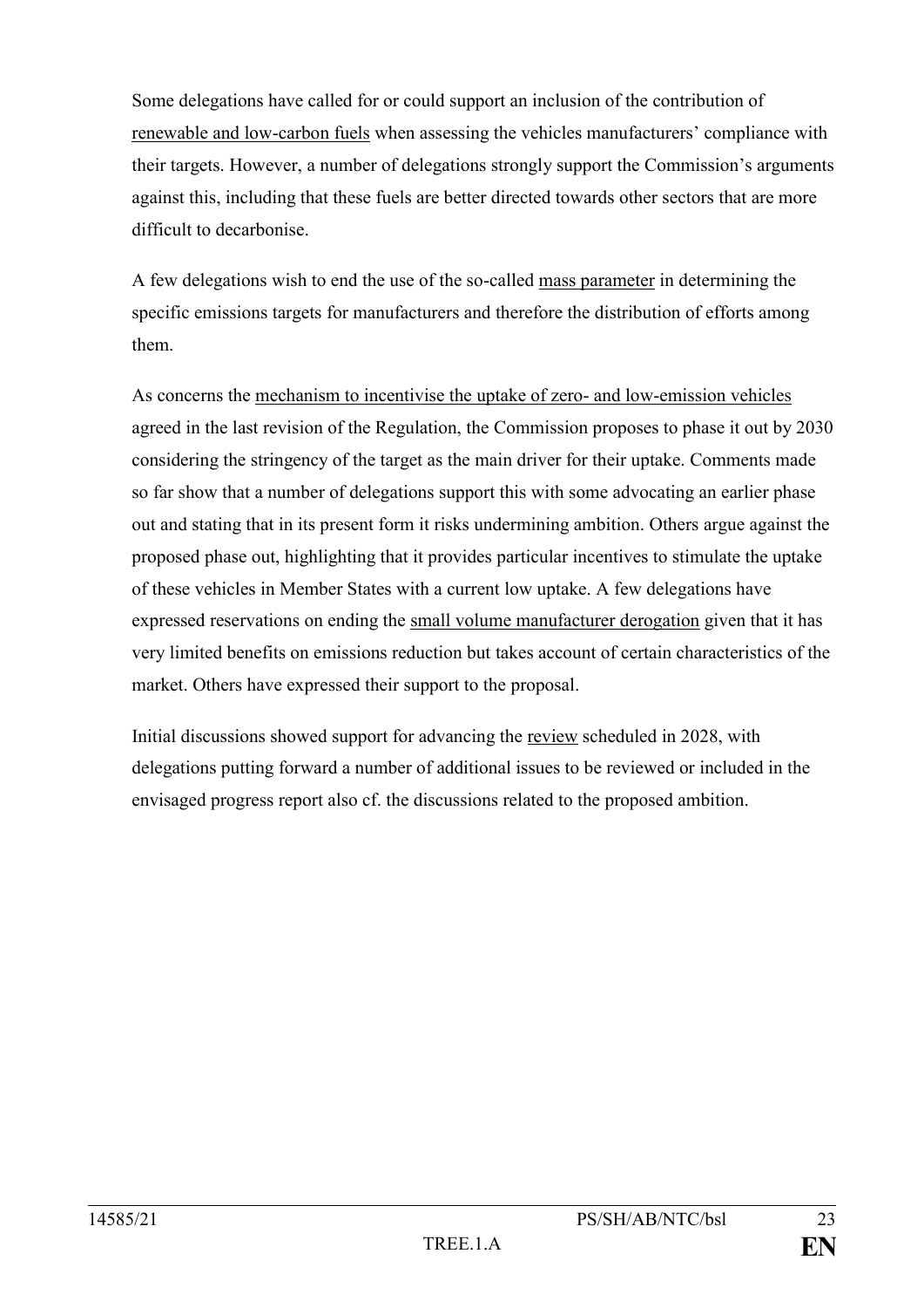Some delegations have called for or could support an inclusion of the contribution of <u>renewable and low-carbon fuels</u> when assessing the vehicles manufacturers' compliance with their targets. However, a number of delegations strongly support the Commission's arguments against this, including that these fuels are better directed towards other sectors that are more difficult to decarbonise.

A few delegations wish to end the use of the so-called <u>mass parameter</u> in determining the specific emissions targets for manufacturers and therefore the distribution of efforts among them.

As concerns the <u>mechanism to incentivise the uptake of zero- and low-emission vehicles</u> agreed in the last revision of the Regulation, the Commission proposes to phase it out by 2030 considering the stringency of the target as the main driver for their uptake. Comments made so far show that a number of delegations support this with some advocating an earlier phase out and stating that in its present form it risks undermining ambition. Others argue against the proposed phase out, highlighting that it provides particular incentives to stimulate the uptake of these vehicles in Member States with a current low uptake. A few delegations have expressed reservations on ending the <u>small volume manufacturer derogation</u> given that it has very limited benefits on emissions reduction but takes account of certain characteristics of the market. Others have expressed their support to the proposal.

Initial discussions showed support for advancing the <u>review</u> scheduled in 2028, with delegations putting forward a number of additional issues to be reviewed or included in the envisaged progress report also cf. the discussions related to the proposed ambition.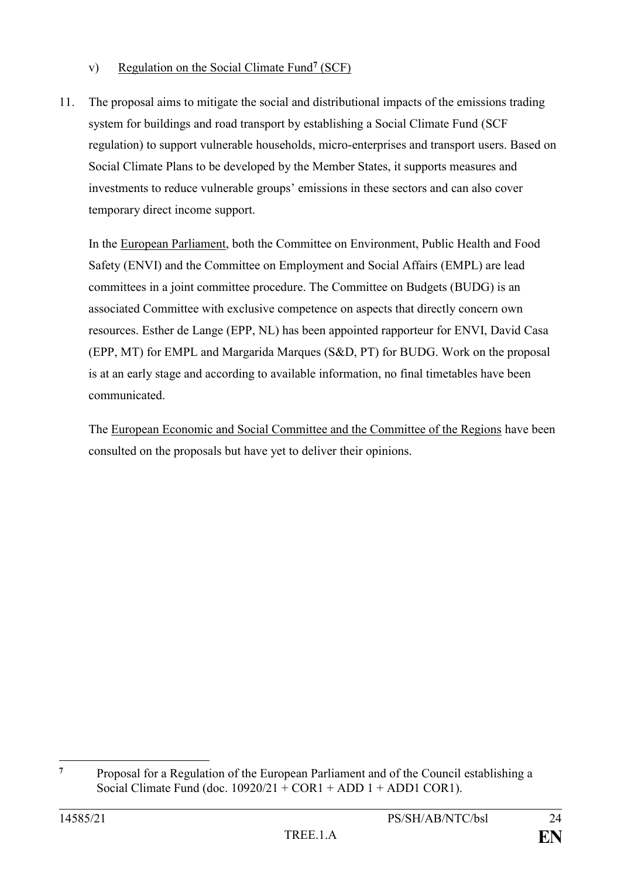v) Regulation on the Social Climate Fund[7] (SCF)

11. The proposal aims to mitigate the social and distributional impacts of the emissions trading system for buildings and road transport by establishing a Social Climate Fund (SCF regulation) to support vulnerable households, micro-enterprises and transport users. Based on Social Climate Plans to be developed by the Member States, it supports measures and investments to reduce vulnerable groups' emissions in these sectors and can also cover temporary direct income support.

    In the European Parliament, both the Committee on Environment, Public Health and Food Safety (ENVI) and the Committee on Employment and Social Affairs (EMPL) are lead committees in a joint committee procedure. The Committee on Budgets (BUDG) is an associated Committee with exclusive competence on aspects that directly concern own resources. Esther de Lange (EPP, NL) has been appointed rapporteur for ENVI, David Casa (EPP, MT) for EMPL and Margarida Marques (S&D, PT) for BUDG. Work on the proposal is at an early stage and according to available information, no final timetables have been communicated.

    The European Economic and Social Committee and the Committee of the Regions have been consulted on the proposals but have yet to deliver their opinions.

---

[7] Proposal for a Regulation of the European Parliament and of the Council establishing a Social Climate Fund (doc. 10920/21 + COR1 + ADD 1 + ADD1 COR1).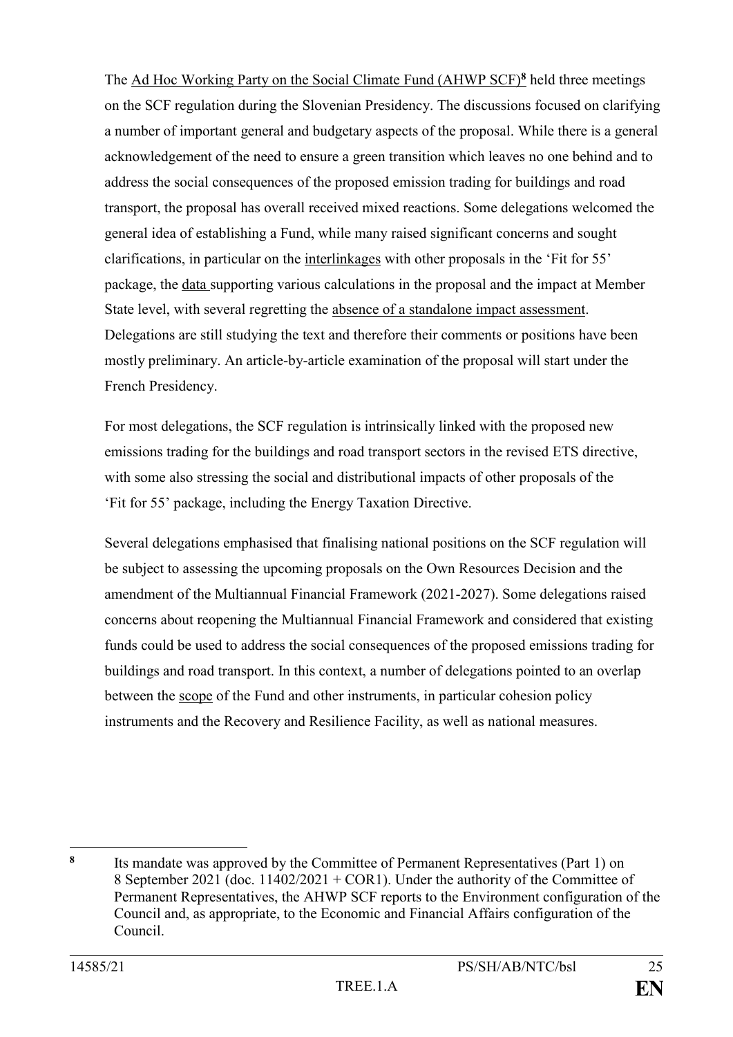The Ad Hoc Working Party on the Social Climate Fund (AHWP SCF)[8] held three meetings on the SCF regulation during the Slovenian Presidency. The discussions focused on clarifying a number of important general and budgetary aspects of the proposal. While there is a general acknowledgement of the need to ensure a green transition which leaves no one behind and to address the social consequences of the proposed emission trading for buildings and road transport, the proposal has overall received mixed reactions. Some delegations welcomed the general idea of establishing a Fund, while many raised significant concerns and sought clarifications, in particular on the interlinkages with other proposals in the 'Fit for 55' package, the data supporting various calculations in the proposal and the impact at Member State level, with several regretting the absence of a standalone impact assessment. Delegations are still studying the text and therefore their comments or positions have been mostly preliminary. An article-by-article examination of the proposal will start under the French Presidency.

For most delegations, the SCF regulation is intrinsically linked with the proposed new emissions trading for the buildings and road transport sectors in the revised ETS directive, with some also stressing the social and distributional impacts of other proposals of the 'Fit for 55' package, including the Energy Taxation Directive.

Several delegations emphasised that finalising national positions on the SCF regulation will be subject to assessing the upcoming proposals on the Own Resources Decision and the amendment of the Multiannual Financial Framework (2021-2027). Some delegations raised concerns about reopening the Multiannual Financial Framework and considered that existing funds could be used to address the social consequences of the proposed emissions trading for buildings and road transport. In this context, a number of delegations pointed to an overlap between the scope of the Fund and other instruments, in particular cohesion policy instruments and the Recovery and Resilience Facility, as well as national measures.

---

[8] Its mandate was approved by the Committee of Permanent Representatives (Part 1) on 8 September 2021 (doc. 11402/2021 + COR1). Under the authority of the Committee of Permanent Representatives, the AHWP SCF reports to the Environment configuration of the Council and, as appropriate, to the Economic and Financial Affairs configuration of the Council.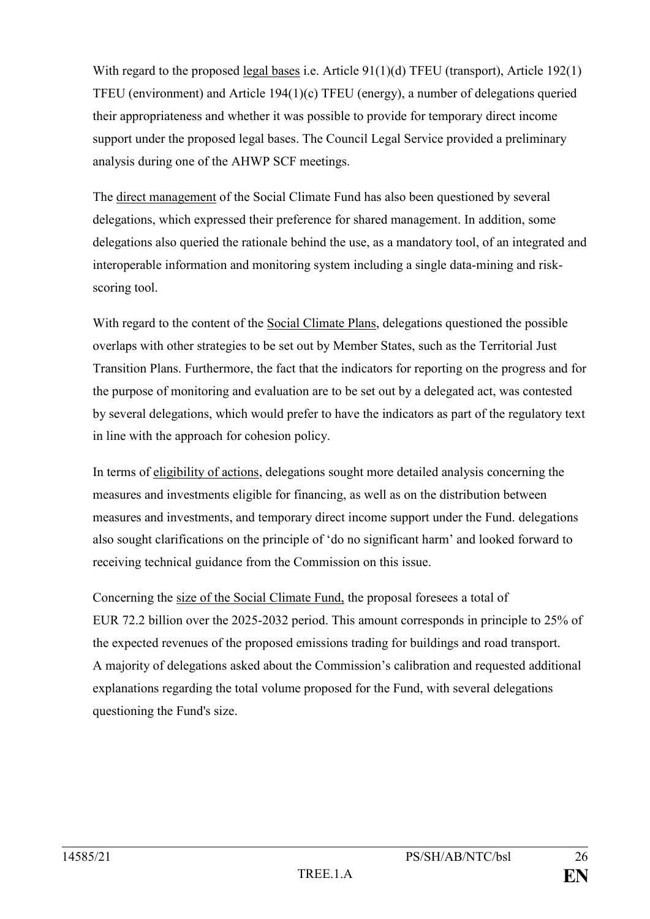With regard to the proposed <u>legal bases</u> i.e. Article 91(1)(d) TFEU (transport), Article 192(1) TFEU (environment) and Article 194(1)(c) TFEU (energy), a number of delegations queried their appropriateness and whether it was possible to provide for temporary direct income support under the proposed legal bases. The Council Legal Service provided a preliminary analysis during one of the AHWP SCF meetings.

The <u>direct management</u> of the Social Climate Fund has also been questioned by several delegations, which expressed their preference for shared management. In addition, some delegations also queried the rationale behind the use, as a mandatory tool, of an integrated and interoperable information and monitoring system including a single data-mining and risk-scoring tool.

With regard to the content of the <u>Social Climate Plans</u>, delegations questioned the possible overlaps with other strategies to be set out by Member States, such as the Territorial Just Transition Plans. Furthermore, the fact that the indicators for reporting on the progress and for the purpose of monitoring and evaluation are to be set out by a delegated act, was contested by several delegations, which would prefer to have the indicators as part of the regulatory text in line with the approach for cohesion policy.

In terms of <u>eligibility of actions</u>, delegations sought more detailed analysis concerning the measures and investments eligible for financing, as well as on the distribution between measures and investments, and temporary direct income support under the Fund. delegations also sought clarifications on the principle of 'do no significant harm' and looked forward to receiving technical guidance from the Commission on this issue.

Concerning the <u>size of the Social Climate Fund,</u> the proposal foresees a total of EUR 72.2 billion over the 2025-2032 period. This amount corresponds in principle to 25% of the expected revenues of the proposed emissions trading for buildings and road transport. A majority of delegations asked about the Commission's calibration and requested additional explanations regarding the total volume proposed for the Fund, with several delegations questioning the Fund's size.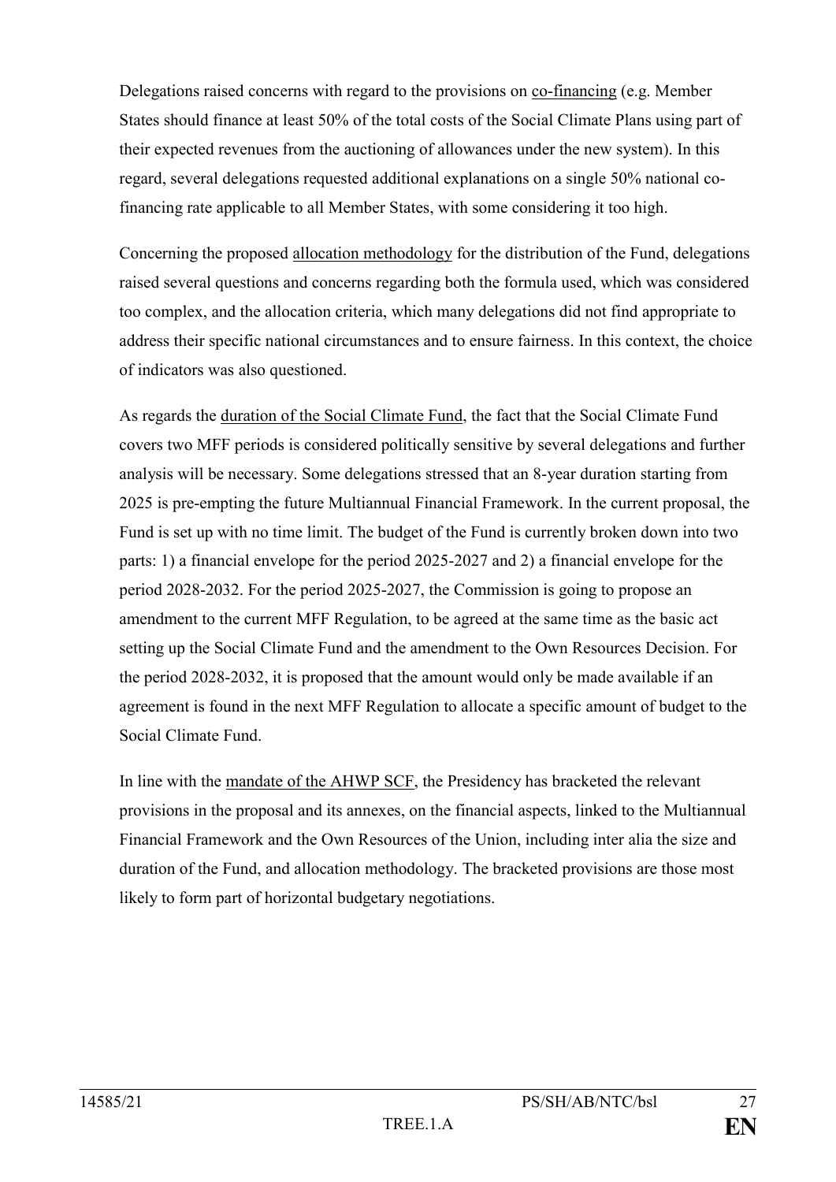Delegations raised concerns with regard to the provisions on <u>co-financing</u> (e.g. Member States should finance at least 50% of the total costs of the Social Climate Plans using part of their expected revenues from the auctioning of allowances under the new system). In this regard, several delegations requested additional explanations on a single 50% national co-financing rate applicable to all Member States, with some considering it too high.

Concerning the proposed <u>allocation methodology</u> for the distribution of the Fund, delegations raised several questions and concerns regarding both the formula used, which was considered too complex, and the allocation criteria, which many delegations did not find appropriate to address their specific national circumstances and to ensure fairness. In this context, the choice of indicators was also questioned.

As regards the <u>duration of the Social Climate Fund</u>, the fact that the Social Climate Fund covers two MFF periods is considered politically sensitive by several delegations and further analysis will be necessary. Some delegations stressed that an 8-year duration starting from 2025 is pre-empting the future Multiannual Financial Framework. In the current proposal, the Fund is set up with no time limit. The budget of the Fund is currently broken down into two parts: 1) a financial envelope for the period 2025-2027 and 2) a financial envelope for the period 2028-2032. For the period 2025-2027, the Commission is going to propose an amendment to the current MFF Regulation, to be agreed at the same time as the basic act setting up the Social Climate Fund and the amendment to the Own Resources Decision. For the period 2028-2032, it is proposed that the amount would only be made available if an agreement is found in the next MFF Regulation to allocate a specific amount of budget to the Social Climate Fund.

In line with the <u>mandate of the AHWP SCF</u>, the Presidency has bracketed the relevant provisions in the proposal and its annexes, on the financial aspects, linked to the Multiannual Financial Framework and the Own Resources of the Union, including inter alia the size and duration of the Fund, and allocation methodology. The bracketed provisions are those most likely to form part of horizontal budgetary negotiations.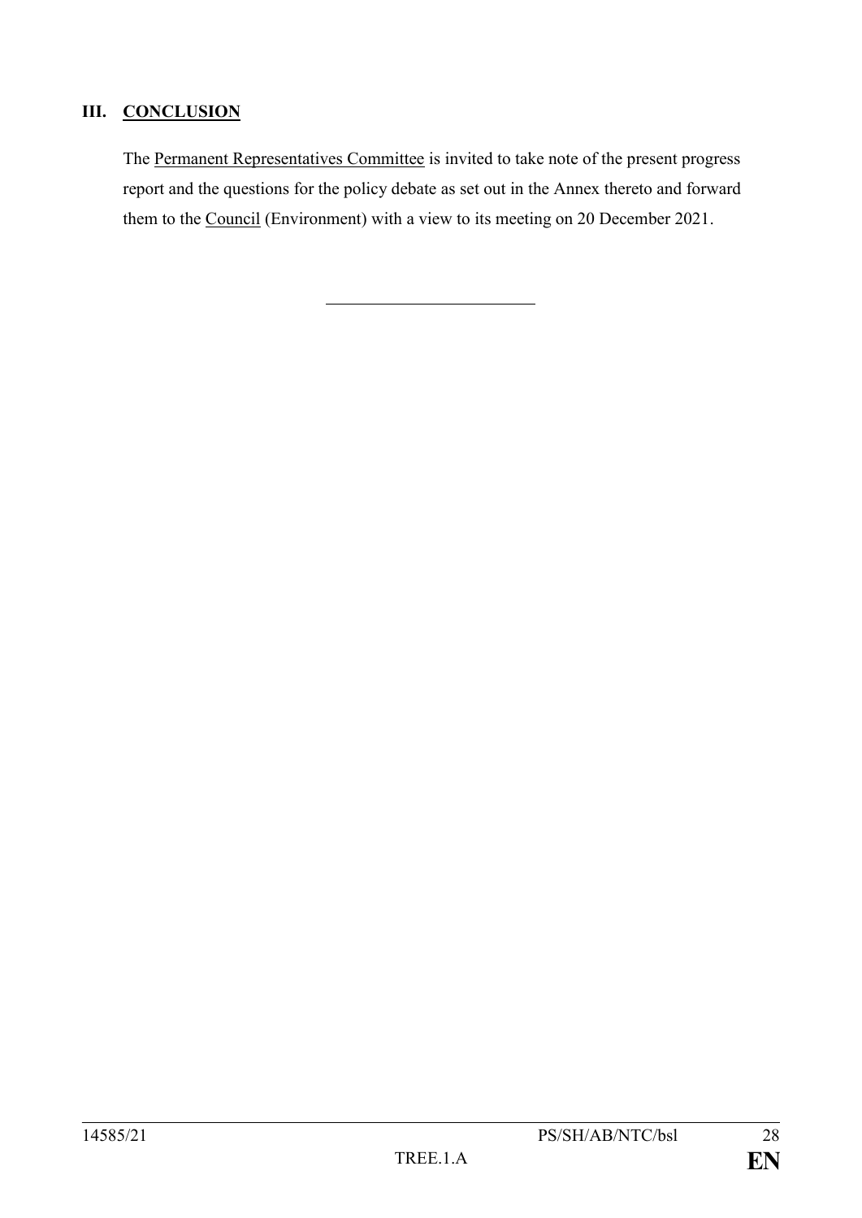## III. CONCLUSION

The Permanent Representatives Committee is invited to take note of the present progress report and the questions for the policy debate as set out in the Annex thereto and forward them to the Council (Environment) with a view to its meeting on 20 December 2021.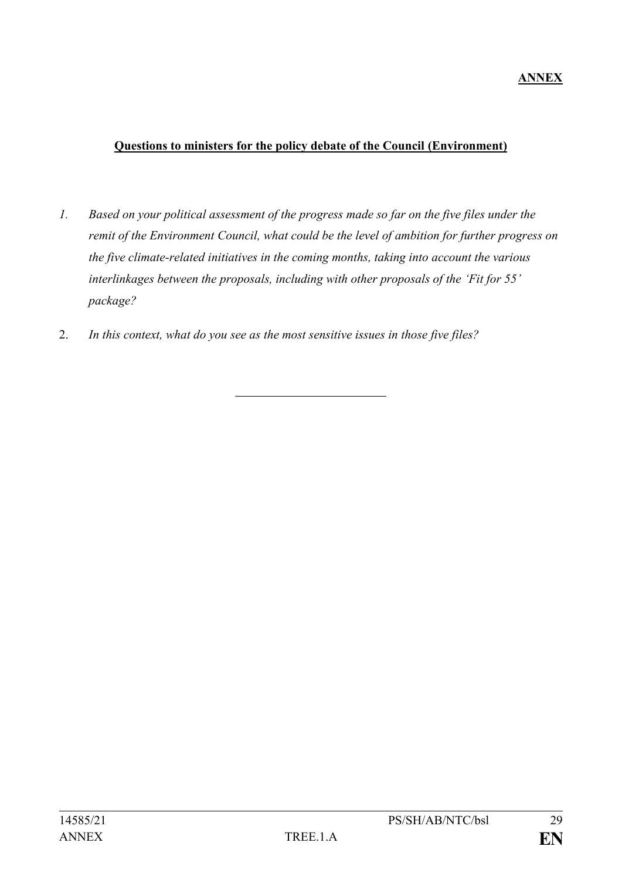**ANNEX**

**Questions to ministers for the policy debate of the Council (Environment)**

1. *Based on your political assessment of the progress made so far on the five files under the remit of the Environment Council, what could be the level of ambition for further progress on the five climate-related initiatives in the coming months, taking into account the various interlinkages between the proposals, including with other proposals of the 'Fit for 55' package?*

2. *In this context, what do you see as the most sensitive issues in those five files?*

---